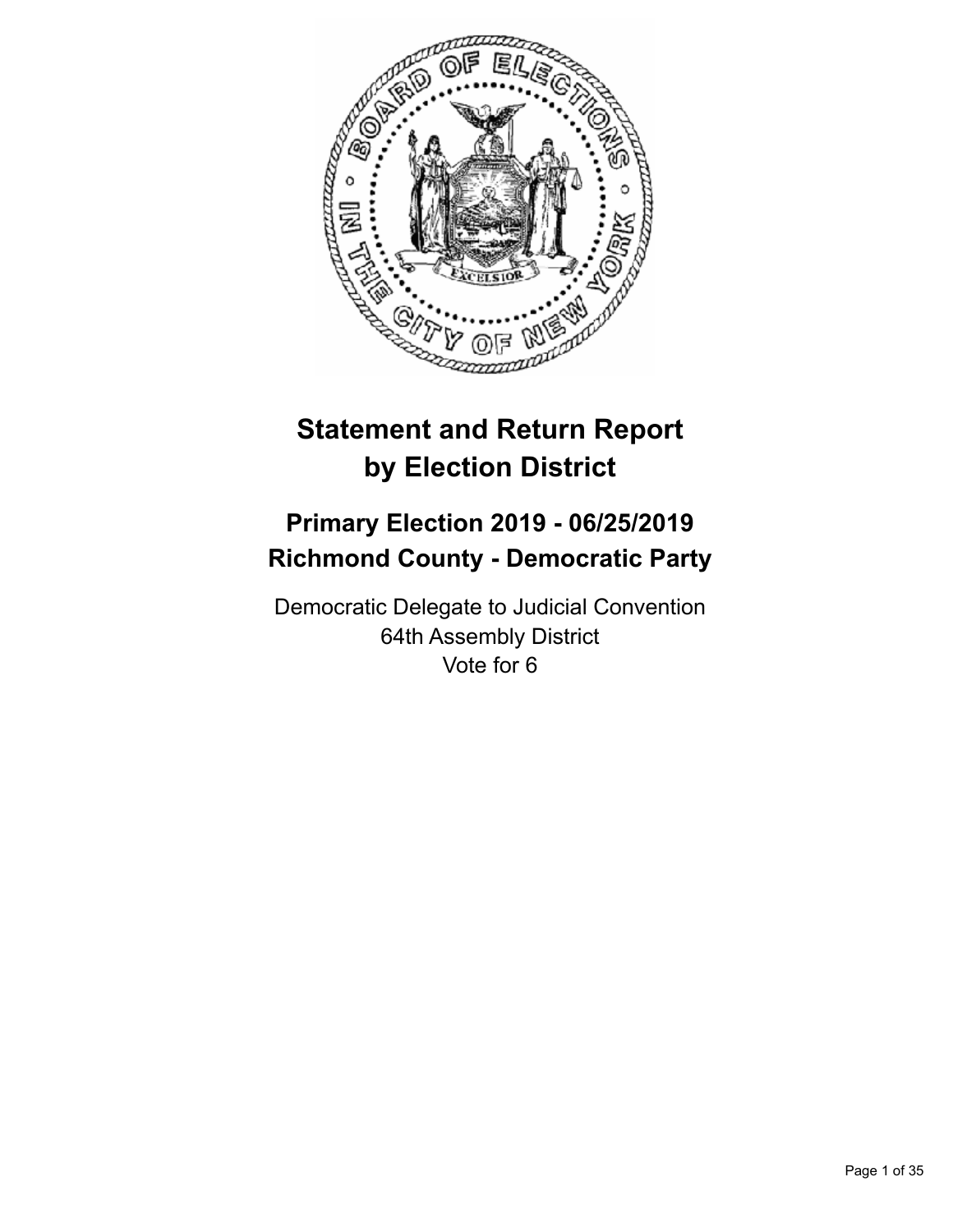# Statement and Return Report by Election District

## Primary Election 2019 - 06/25/2019
## Richmond County - Democratic Party

Democratic Delegate to Judicial Convention
64th Assembly District
Vote for 6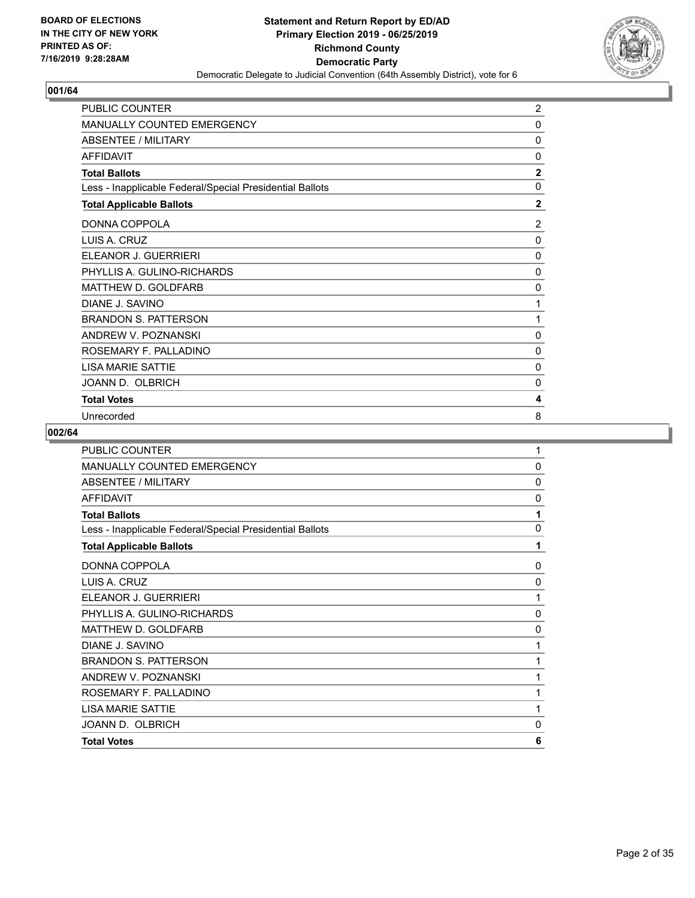**BOARD OF ELECTIONS IN THE CITY OF NEW YORK PRINTED AS OF: 7/16/2019 9:28:28AM**

**Statement and Return Report by ED/AD**
**Primary Election 2019 - 06/25/2019**
**Richmond County**
**Democratic Party**
Democratic Delegate to Judicial Convention (64th Assembly District), vote for 6

## 001/64

| | |
|---|---|
| PUBLIC COUNTER | 2 |
| MANUALLY COUNTED EMERGENCY | 0 |
| ABSENTEE / MILITARY | 0 |
| AFFIDAVIT | 0 |
| **Total Ballots** | **2** |
| Less - Inapplicable Federal/Special Presidential Ballots | 0 |
| **Total Applicable Ballots** | **2** |
| DONNA COPPOLA | 2 |
| LUIS A. CRUZ | 0 |
| ELEANOR J. GUERRIERI | 0 |
| PHYLLIS A. GULINO-RICHARDS | 0 |
| MATTHEW D. GOLDFARB | 0 |
| DIANE J. SAVINO | 1 |
| BRANDON S. PATTERSON | 1 |
| ANDREW V. POZNANSKI | 0 |
| ROSEMARY F. PALLADINO | 0 |
| LISA MARIE SATTIE | 0 |
| JOANN D. OLBRICH | 0 |
| **Total Votes** | **4** |
| Unrecorded | 8 |

## 002/64

| | |
|---|---|
| PUBLIC COUNTER | 1 |
| MANUALLY COUNTED EMERGENCY | 0 |
| ABSENTEE / MILITARY | 0 |
| AFFIDAVIT | 0 |
| **Total Ballots** | **1** |
| Less - Inapplicable Federal/Special Presidential Ballots | 0 |
| **Total Applicable Ballots** | **1** |
| DONNA COPPOLA | 0 |
| LUIS A. CRUZ | 0 |
| ELEANOR J. GUERRIERI | 1 |
| PHYLLIS A. GULINO-RICHARDS | 0 |
| MATTHEW D. GOLDFARB | 0 |
| DIANE J. SAVINO | 1 |
| BRANDON S. PATTERSON | 1 |
| ANDREW V. POZNANSKI | 1 |
| ROSEMARY F. PALLADINO | 1 |
| LISA MARIE SATTIE | 1 |
| JOANN D. OLBRICH | 0 |
| **Total Votes** | **6** |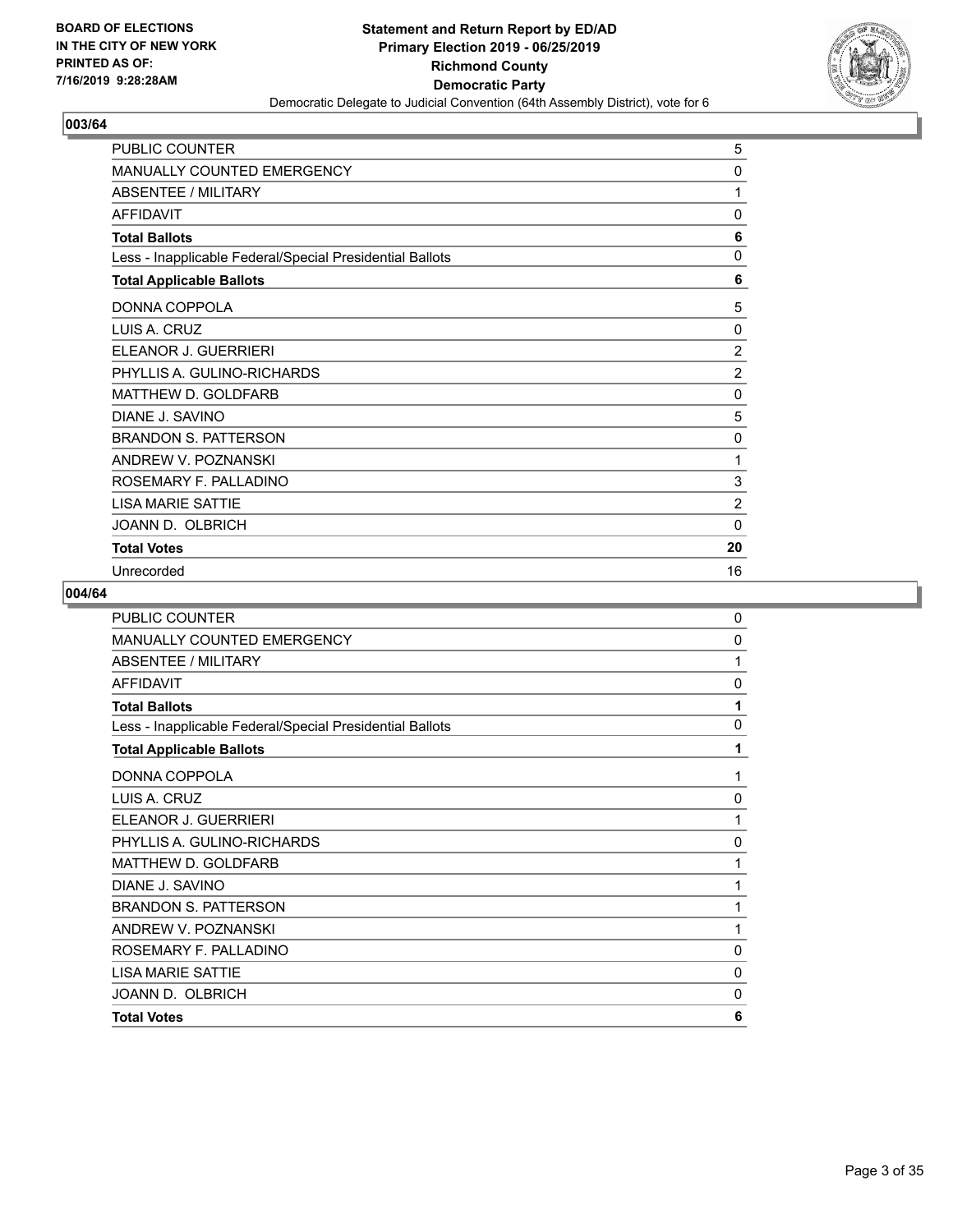## 003/64

| | |
|---|---|
| PUBLIC COUNTER | 5 |
| MANUALLY COUNTED EMERGENCY | 0 |
| ABSENTEE / MILITARY | 1 |
| AFFIDAVIT | 0 |
| **Total Ballots** | **6** |
| Less - Inapplicable Federal/Special Presidential Ballots | 0 |
| **Total Applicable Ballots** | **6** |
| DONNA COPPOLA | 5 |
| LUIS A. CRUZ | 0 |
| ELEANOR J. GUERRIERI | 2 |
| PHYLLIS A. GULINO-RICHARDS | 2 |
| MATTHEW D. GOLDFARB | 0 |
| DIANE J. SAVINO | 5 |
| BRANDON S. PATTERSON | 0 |
| ANDREW V. POZNANSKI | 1 |
| ROSEMARY F. PALLADINO | 3 |
| LISA MARIE SATTIE | 2 |
| JOANN D. OLBRICH | 0 |
| **Total Votes** | **20** |
| Unrecorded | 16 |

## 004/64

| | |
|---|---|
| PUBLIC COUNTER | 0 |
| MANUALLY COUNTED EMERGENCY | 0 |
| ABSENTEE / MILITARY | 1 |
| AFFIDAVIT | 0 |
| **Total Ballots** | **1** |
| Less - Inapplicable Federal/Special Presidential Ballots | 0 |
| **Total Applicable Ballots** | **1** |
| DONNA COPPOLA | 1 |
| LUIS A. CRUZ | 0 |
| ELEANOR J. GUERRIERI | 1 |
| PHYLLIS A. GULINO-RICHARDS | 0 |
| MATTHEW D. GOLDFARB | 1 |
| DIANE J. SAVINO | 1 |
| BRANDON S. PATTERSON | 1 |
| ANDREW V. POZNANSKI | 1 |
| ROSEMARY F. PALLADINO | 0 |
| LISA MARIE SATTIE | 0 |
| JOANN D. OLBRICH | 0 |
| **Total Votes** | **6** |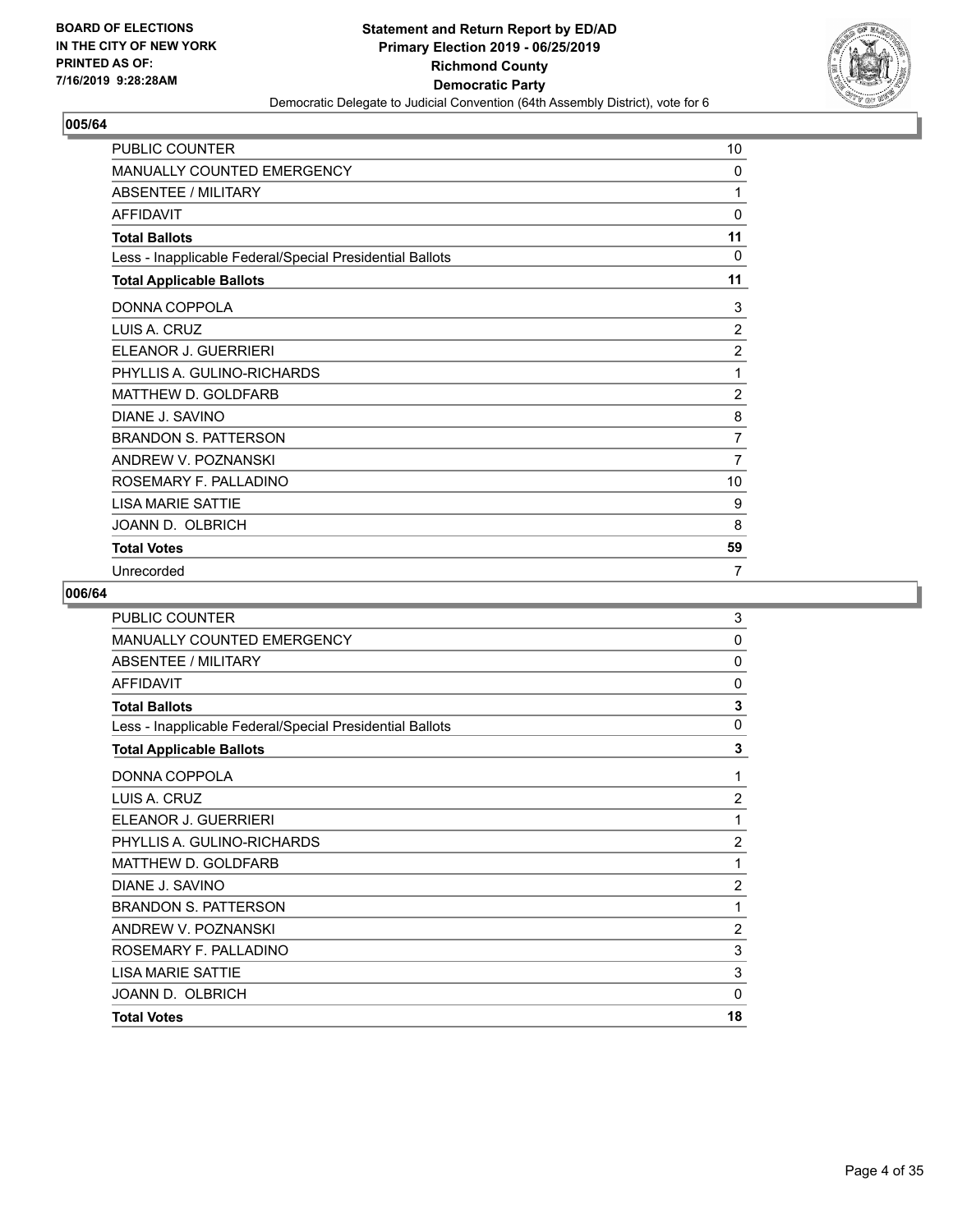### 005/64

| | |
|---|---|
| PUBLIC COUNTER | 10 |
| MANUALLY COUNTED EMERGENCY | 0 |
| ABSENTEE / MILITARY | 1 |
| AFFIDAVIT | 0 |
| **Total Ballots** | **11** |
| Less - Inapplicable Federal/Special Presidential Ballots | 0 |
| **Total Applicable Ballots** | **11** |
| DONNA COPPOLA | 3 |
| LUIS A. CRUZ | 2 |
| ELEANOR J. GUERRIERI | 2 |
| PHYLLIS A. GULINO-RICHARDS | 1 |
| MATTHEW D. GOLDFARB | 2 |
| DIANE J. SAVINO | 8 |
| BRANDON S. PATTERSON | 7 |
| ANDREW V. POZNANSKI | 7 |
| ROSEMARY F. PALLADINO | 10 |
| LISA MARIE SATTIE | 9 |
| JOANN D. OLBRICH | 8 |
| **Total Votes** | **59** |
| Unrecorded | 7 |

### 006/64

| | |
|---|---|
| PUBLIC COUNTER | 3 |
| MANUALLY COUNTED EMERGENCY | 0 |
| ABSENTEE / MILITARY | 0 |
| AFFIDAVIT | 0 |
| **Total Ballots** | **3** |
| Less - Inapplicable Federal/Special Presidential Ballots | 0 |
| **Total Applicable Ballots** | **3** |
| DONNA COPPOLA | 1 |
| LUIS A. CRUZ | 2 |
| ELEANOR J. GUERRIERI | 1 |
| PHYLLIS A. GULINO-RICHARDS | 2 |
| MATTHEW D. GOLDFARB | 1 |
| DIANE J. SAVINO | 2 |
| BRANDON S. PATTERSON | 1 |
| ANDREW V. POZNANSKI | 2 |
| ROSEMARY F. PALLADINO | 3 |
| LISA MARIE SATTIE | 3 |
| JOANN D. OLBRICH | 0 |
| **Total Votes** | **18** |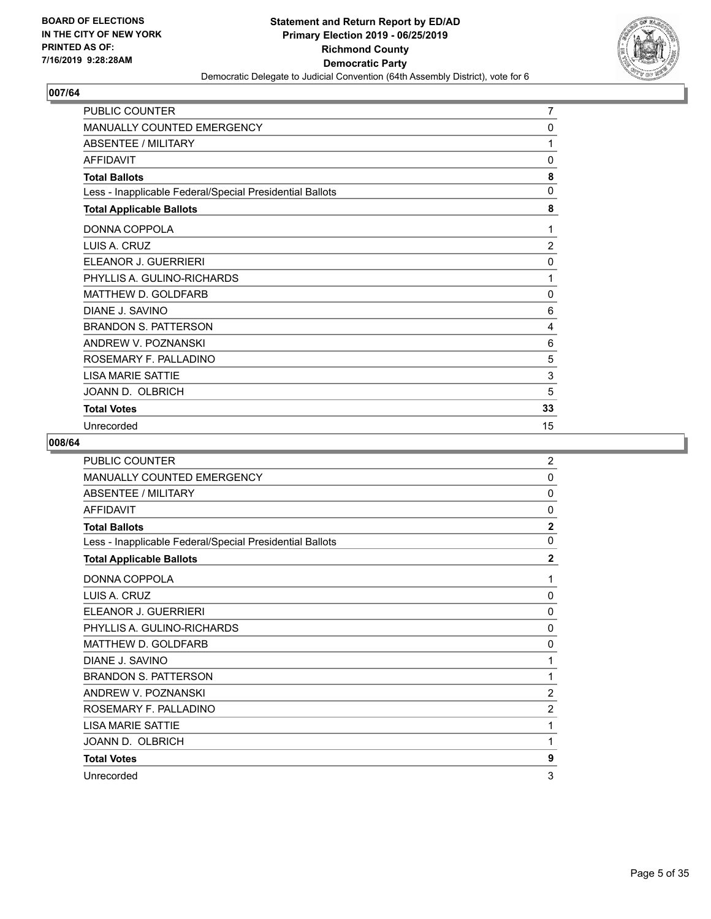**BOARD OF ELECTIONS IN THE CITY OF NEW YORK PRINTED AS OF: 7/16/2019 9:28:28AM**

**Statement and Return Report by ED/AD**
**Primary Election 2019 - 06/25/2019**
**Richmond County**
**Democratic Party**
Democratic Delegate to Judicial Convention (64th Assembly District), vote for 6

## 007/64

| | |
|---|---|
| PUBLIC COUNTER | 7 |
| MANUALLY COUNTED EMERGENCY | 0 |
| ABSENTEE / MILITARY | 1 |
| AFFIDAVIT | 0 |
| **Total Ballots** | **8** |
| Less - Inapplicable Federal/Special Presidential Ballots | 0 |
| **Total Applicable Ballots** | **8** |
| DONNA COPPOLA | 1 |
| LUIS A. CRUZ | 2 |
| ELEANOR J. GUERRIERI | 0 |
| PHYLLIS A. GULINO-RICHARDS | 1 |
| MATTHEW D. GOLDFARB | 0 |
| DIANE J. SAVINO | 6 |
| BRANDON S. PATTERSON | 4 |
| ANDREW V. POZNANSKI | 6 |
| ROSEMARY F. PALLADINO | 5 |
| LISA MARIE SATTIE | 3 |
| JOANN D. OLBRICH | 5 |
| **Total Votes** | **33** |
| Unrecorded | 15 |

## 008/64

| | |
|---|---|
| PUBLIC COUNTER | 2 |
| MANUALLY COUNTED EMERGENCY | 0 |
| ABSENTEE / MILITARY | 0 |
| AFFIDAVIT | 0 |
| **Total Ballots** | **2** |
| Less - Inapplicable Federal/Special Presidential Ballots | 0 |
| **Total Applicable Ballots** | **2** |
| DONNA COPPOLA | 1 |
| LUIS A. CRUZ | 0 |
| ELEANOR J. GUERRIERI | 0 |
| PHYLLIS A. GULINO-RICHARDS | 0 |
| MATTHEW D. GOLDFARB | 0 |
| DIANE J. SAVINO | 1 |
| BRANDON S. PATTERSON | 1 |
| ANDREW V. POZNANSKI | 2 |
| ROSEMARY F. PALLADINO | 2 |
| LISA MARIE SATTIE | 1 |
| JOANN D. OLBRICH | 1 |
| **Total Votes** | **9** |
| Unrecorded | 3 |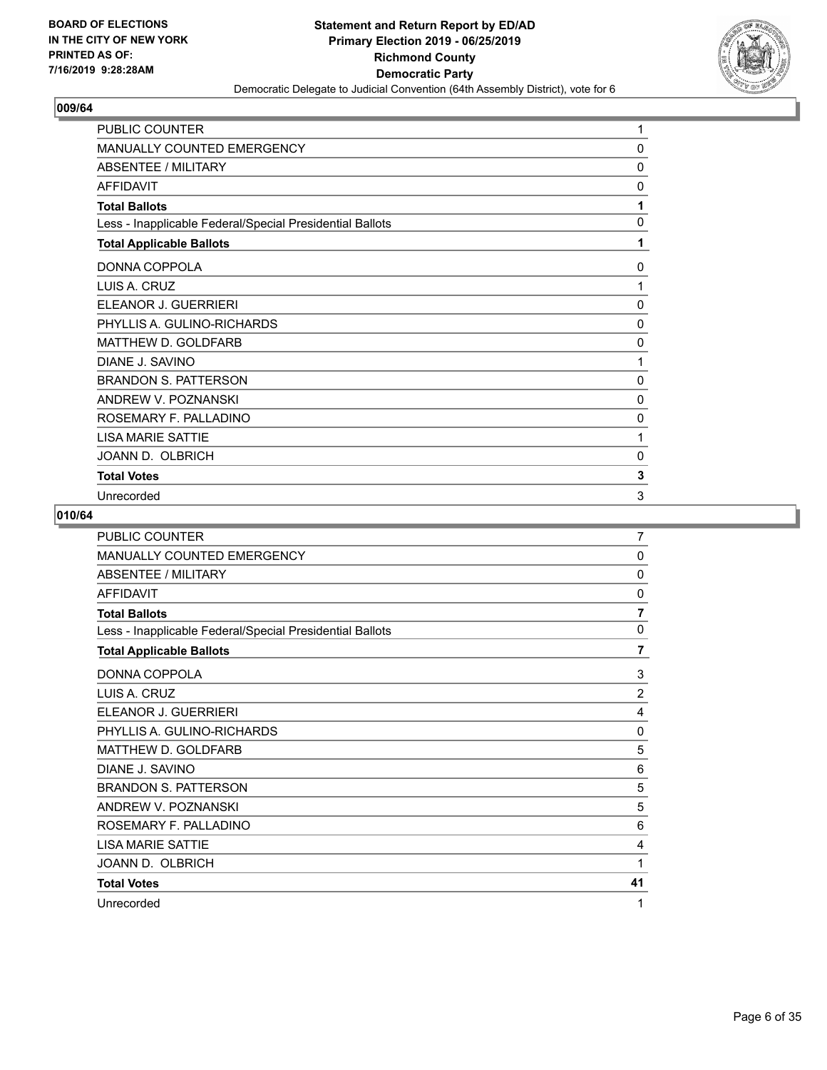## 009/64

| | |
|---|---|
| PUBLIC COUNTER | 1 |
| MANUALLY COUNTED EMERGENCY | 0 |
| ABSENTEE / MILITARY | 0 |
| AFFIDAVIT | 0 |
| **Total Ballots** | **1** |
| Less - Inapplicable Federal/Special Presidential Ballots | 0 |
| **Total Applicable Ballots** | **1** |
| DONNA COPPOLA | 0 |
| LUIS A. CRUZ | 1 |
| ELEANOR J. GUERRIERI | 0 |
| PHYLLIS A. GULINO-RICHARDS | 0 |
| MATTHEW D. GOLDFARB | 0 |
| DIANE J. SAVINO | 1 |
| BRANDON S. PATTERSON | 0 |
| ANDREW V. POZNANSKI | 0 |
| ROSEMARY F. PALLADINO | 0 |
| LISA MARIE SATTIE | 1 |
| JOANN D. OLBRICH | 0 |
| **Total Votes** | **3** |
| Unrecorded | 3 |

## 010/64

| | |
|---|---|
| PUBLIC COUNTER | 7 |
| MANUALLY COUNTED EMERGENCY | 0 |
| ABSENTEE / MILITARY | 0 |
| AFFIDAVIT | 0 |
| **Total Ballots** | **7** |
| Less - Inapplicable Federal/Special Presidential Ballots | 0 |
| **Total Applicable Ballots** | **7** |
| DONNA COPPOLA | 3 |
| LUIS A. CRUZ | 2 |
| ELEANOR J. GUERRIERI | 4 |
| PHYLLIS A. GULINO-RICHARDS | 0 |
| MATTHEW D. GOLDFARB | 5 |
| DIANE J. SAVINO | 6 |
| BRANDON S. PATTERSON | 5 |
| ANDREW V. POZNANSKI | 5 |
| ROSEMARY F. PALLADINO | 6 |
| LISA MARIE SATTIE | 4 |
| JOANN D. OLBRICH | 1 |
| **Total Votes** | **41** |
| Unrecorded | 1 |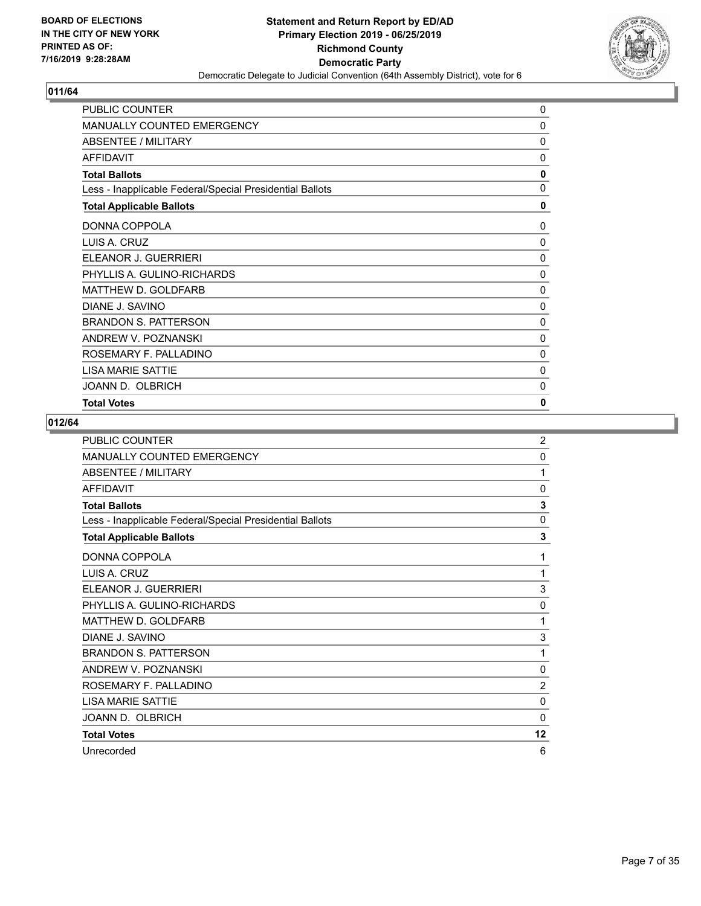BOARD OF ELECTIONS
IN THE CITY OF NEW YORK
PRINTED AS OF:
7/16/2019 9:28:28AM

**Statement and Return Report by ED/AD**
**Primary Election 2019 - 06/25/2019**
**Richmond County**
**Democratic Party**
Democratic Delegate to Judicial Convention (64th Assembly District), vote for 6

## 011/64

| | |
|---|---|
| PUBLIC COUNTER | 0 |
| MANUALLY COUNTED EMERGENCY | 0 |
| ABSENTEE / MILITARY | 0 |
| AFFIDAVIT | 0 |
| **Total Ballots** | **0** |
| Less - Inapplicable Federal/Special Presidential Ballots | 0 |
| **Total Applicable Ballots** | **0** |
| DONNA COPPOLA | 0 |
| LUIS A. CRUZ | 0 |
| ELEANOR J. GUERRIERI | 0 |
| PHYLLIS A. GULINO-RICHARDS | 0 |
| MATTHEW D. GOLDFARB | 0 |
| DIANE J. SAVINO | 0 |
| BRANDON S. PATTERSON | 0 |
| ANDREW V. POZNANSKI | 0 |
| ROSEMARY F. PALLADINO | 0 |
| LISA MARIE SATTIE | 0 |
| JOANN D. OLBRICH | 0 |
| **Total Votes** | **0** |

## 012/64

| | |
|---|---|
| PUBLIC COUNTER | 2 |
| MANUALLY COUNTED EMERGENCY | 0 |
| ABSENTEE / MILITARY | 1 |
| AFFIDAVIT | 0 |
| **Total Ballots** | **3** |
| Less - Inapplicable Federal/Special Presidential Ballots | 0 |
| **Total Applicable Ballots** | **3** |
| DONNA COPPOLA | 1 |
| LUIS A. CRUZ | 1 |
| ELEANOR J. GUERRIERI | 3 |
| PHYLLIS A. GULINO-RICHARDS | 0 |
| MATTHEW D. GOLDFARB | 1 |
| DIANE J. SAVINO | 3 |
| BRANDON S. PATTERSON | 1 |
| ANDREW V. POZNANSKI | 0 |
| ROSEMARY F. PALLADINO | 2 |
| LISA MARIE SATTIE | 0 |
| JOANN D. OLBRICH | 0 |
| **Total Votes** | **12** |
| Unrecorded | 6 |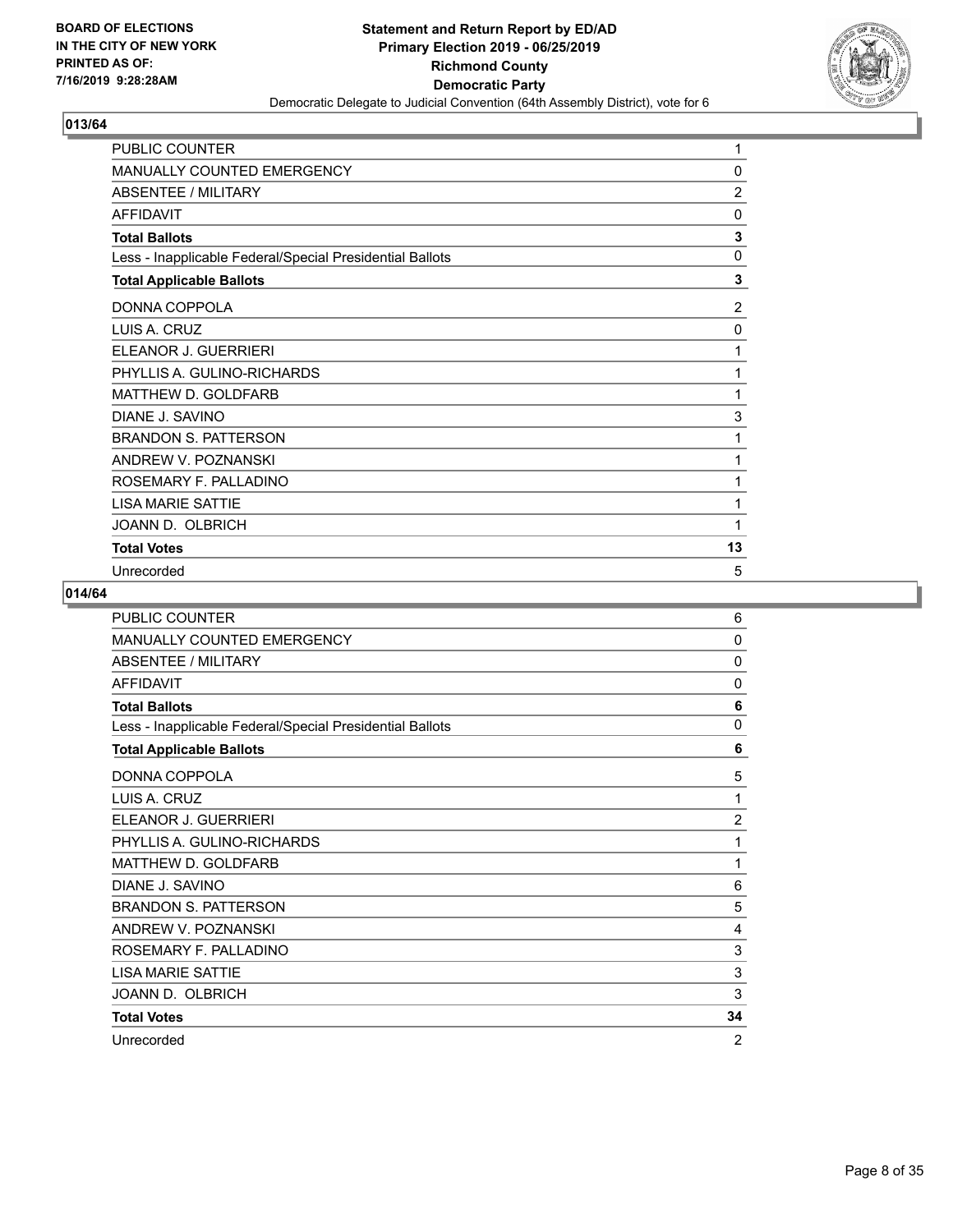## 013/64

| | |
|---|---|
| PUBLIC COUNTER | 1 |
| MANUALLY COUNTED EMERGENCY | 0 |
| ABSENTEE / MILITARY | 2 |
| AFFIDAVIT | 0 |
| **Total Ballots** | **3** |
| Less - Inapplicable Federal/Special Presidential Ballots | 0 |
| **Total Applicable Ballots** | **3** |
| DONNA COPPOLA | 2 |
| LUIS A. CRUZ | 0 |
| ELEANOR J. GUERRIERI | 1 |
| PHYLLIS A. GULINO-RICHARDS | 1 |
| MATTHEW D. GOLDFARB | 1 |
| DIANE J. SAVINO | 3 |
| BRANDON S. PATTERSON | 1 |
| ANDREW V. POZNANSKI | 1 |
| ROSEMARY F. PALLADINO | 1 |
| LISA MARIE SATTIE | 1 |
| JOANN D. OLBRICH | 1 |
| **Total Votes** | **13** |
| Unrecorded | 5 |

## 014/64

| | |
|---|---|
| PUBLIC COUNTER | 6 |
| MANUALLY COUNTED EMERGENCY | 0 |
| ABSENTEE / MILITARY | 0 |
| AFFIDAVIT | 0 |
| **Total Ballots** | **6** |
| Less - Inapplicable Federal/Special Presidential Ballots | 0 |
| **Total Applicable Ballots** | **6** |
| DONNA COPPOLA | 5 |
| LUIS A. CRUZ | 1 |
| ELEANOR J. GUERRIERI | 2 |
| PHYLLIS A. GULINO-RICHARDS | 1 |
| MATTHEW D. GOLDFARB | 1 |
| DIANE J. SAVINO | 6 |
| BRANDON S. PATTERSON | 5 |
| ANDREW V. POZNANSKI | 4 |
| ROSEMARY F. PALLADINO | 3 |
| LISA MARIE SATTIE | 3 |
| JOANN D. OLBRICH | 3 |
| **Total Votes** | **34** |
| Unrecorded | 2 |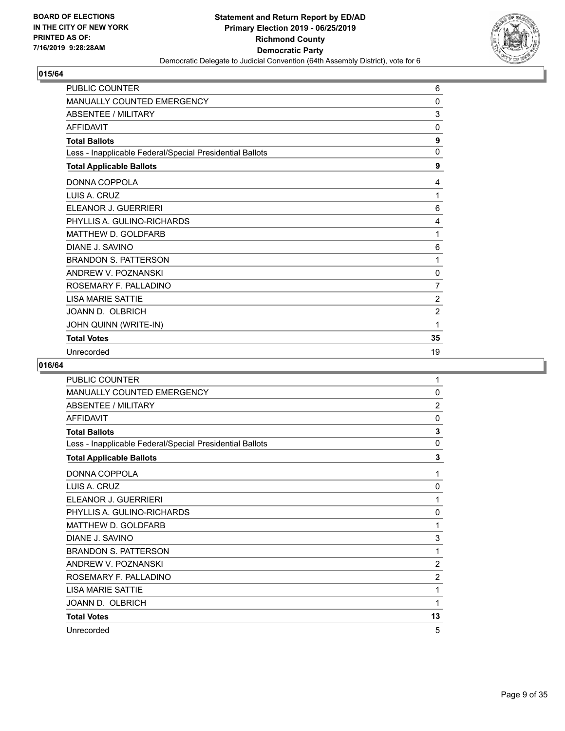**BOARD OF ELECTIONS IN THE CITY OF NEW YORK PRINTED AS OF: 7/16/2019 9:28:28AM**

**Statement and Return Report by ED/AD Primary Election 2019 - 06/25/2019 Richmond County Democratic Party**

Democratic Delegate to Judicial Convention (64th Assembly District), vote for 6

## 015/64

| | |
|---|---|
| PUBLIC COUNTER | 6 |
| MANUALLY COUNTED EMERGENCY | 0 |
| ABSENTEE / MILITARY | 3 |
| AFFIDAVIT | 0 |
| **Total Ballots** | **9** |
| Less - Inapplicable Federal/Special Presidential Ballots | 0 |
| **Total Applicable Ballots** | **9** |
| DONNA COPPOLA | 4 |
| LUIS A. CRUZ | 1 |
| ELEANOR J. GUERRIERI | 6 |
| PHYLLIS A. GULINO-RICHARDS | 4 |
| MATTHEW D. GOLDFARB | 1 |
| DIANE J. SAVINO | 6 |
| BRANDON S. PATTERSON | 1 |
| ANDREW V. POZNANSKI | 0 |
| ROSEMARY F. PALLADINO | 7 |
| LISA MARIE SATTIE | 2 |
| JOANN D. OLBRICH | 2 |
| JOHN QUINN (WRITE-IN) | 1 |
| **Total Votes** | **35** |
| Unrecorded | 19 |

## 016/64

| | |
|---|---|
| PUBLIC COUNTER | 1 |
| MANUALLY COUNTED EMERGENCY | 0 |
| ABSENTEE / MILITARY | 2 |
| AFFIDAVIT | 0 |
| **Total Ballots** | **3** |
| Less - Inapplicable Federal/Special Presidential Ballots | 0 |
| **Total Applicable Ballots** | **3** |
| DONNA COPPOLA | 1 |
| LUIS A. CRUZ | 0 |
| ELEANOR J. GUERRIERI | 1 |
| PHYLLIS A. GULINO-RICHARDS | 0 |
| MATTHEW D. GOLDFARB | 1 |
| DIANE J. SAVINO | 3 |
| BRANDON S. PATTERSON | 1 |
| ANDREW V. POZNANSKI | 2 |
| ROSEMARY F. PALLADINO | 2 |
| LISA MARIE SATTIE | 1 |
| JOANN D. OLBRICH | 1 |
| **Total Votes** | **13** |
| Unrecorded | 5 |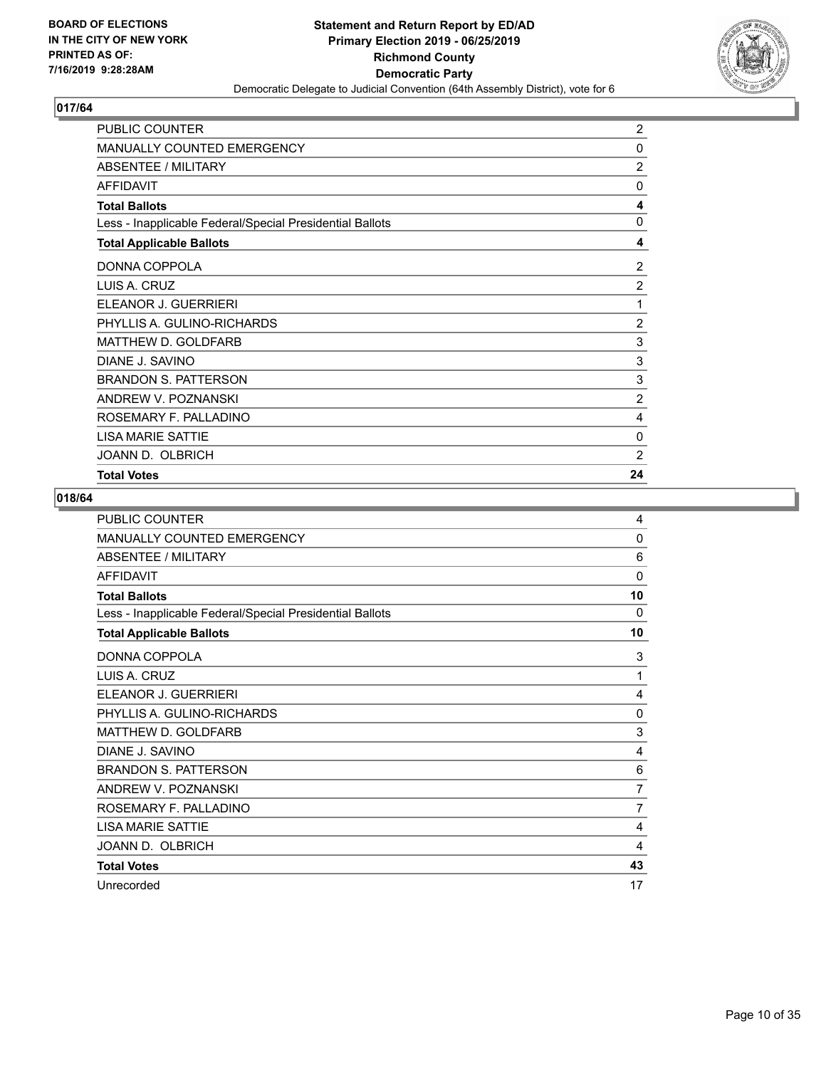**BOARD OF ELECTIONS IN THE CITY OF NEW YORK PRINTED AS OF: 7/16/2019 9:28:28AM**

**Statement and Return Report by ED/AD Primary Election 2019 - 06/25/2019 Richmond County Democratic Party**

Democratic Delegate to Judicial Convention (64th Assembly District), vote for 6

## 017/64

| | |
|---|---|
| PUBLIC COUNTER | 2 |
| MANUALLY COUNTED EMERGENCY | 0 |
| ABSENTEE / MILITARY | 2 |
| AFFIDAVIT | 0 |
| **Total Ballots** | **4** |
| Less - Inapplicable Federal/Special Presidential Ballots | 0 |
| **Total Applicable Ballots** | **4** |
| DONNA COPPOLA | 2 |
| LUIS A. CRUZ | 2 |
| ELEANOR J. GUERRIERI | 1 |
| PHYLLIS A. GULINO-RICHARDS | 2 |
| MATTHEW D. GOLDFARB | 3 |
| DIANE J. SAVINO | 3 |
| BRANDON S. PATTERSON | 3 |
| ANDREW V. POZNANSKI | 2 |
| ROSEMARY F. PALLADINO | 4 |
| LISA MARIE SATTIE | 0 |
| JOANN D. OLBRICH | 2 |
| **Total Votes** | **24** |

## 018/64

| | |
|---|---|
| PUBLIC COUNTER | 4 |
| MANUALLY COUNTED EMERGENCY | 0 |
| ABSENTEE / MILITARY | 6 |
| AFFIDAVIT | 0 |
| **Total Ballots** | **10** |
| Less - Inapplicable Federal/Special Presidential Ballots | 0 |
| **Total Applicable Ballots** | **10** |
| DONNA COPPOLA | 3 |
| LUIS A. CRUZ | 1 |
| ELEANOR J. GUERRIERI | 4 |
| PHYLLIS A. GULINO-RICHARDS | 0 |
| MATTHEW D. GOLDFARB | 3 |
| DIANE J. SAVINO | 4 |
| BRANDON S. PATTERSON | 6 |
| ANDREW V. POZNANSKI | 7 |
| ROSEMARY F. PALLADINO | 7 |
| LISA MARIE SATTIE | 4 |
| JOANN D. OLBRICH | 4 |
| **Total Votes** | **43** |
| Unrecorded | 17 |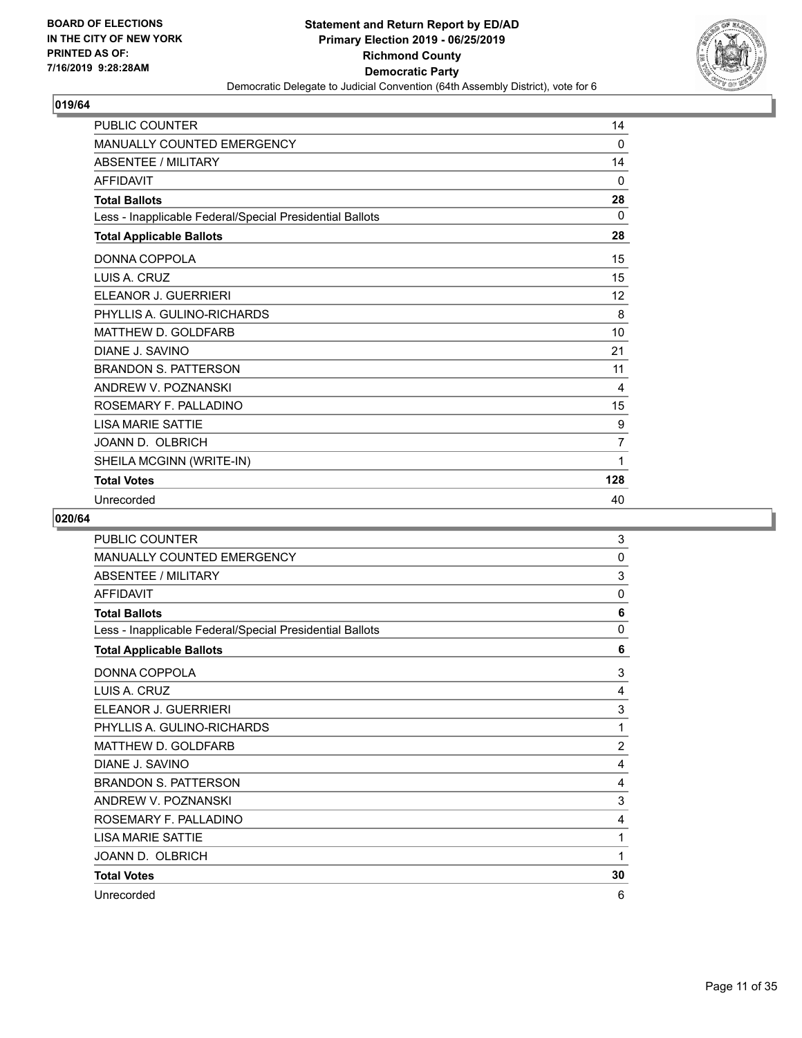**BOARD OF ELECTIONS IN THE CITY OF NEW YORK PRINTED AS OF: 7/16/2019 9:28:28AM**

**Statement and Return Report by ED/AD Primary Election 2019 - 06/25/2019 Richmond County Democratic Party**

Democratic Delegate to Judicial Convention (64th Assembly District), vote for 6

## 019/64

| | |
|---|---|
| PUBLIC COUNTER | 14 |
| MANUALLY COUNTED EMERGENCY | 0 |
| ABSENTEE / MILITARY | 14 |
| AFFIDAVIT | 0 |
| **Total Ballots** | **28** |
| Less - Inapplicable Federal/Special Presidential Ballots | 0 |
| **Total Applicable Ballots** | **28** |
| DONNA COPPOLA | 15 |
| LUIS A. CRUZ | 15 |
| ELEANOR J. GUERRIERI | 12 |
| PHYLLIS A. GULINO-RICHARDS | 8 |
| MATTHEW D. GOLDFARB | 10 |
| DIANE J. SAVINO | 21 |
| BRANDON S. PATTERSON | 11 |
| ANDREW V. POZNANSKI | 4 |
| ROSEMARY F. PALLADINO | 15 |
| LISA MARIE SATTIE | 9 |
| JOANN D. OLBRICH | 7 |
| SHEILA MCGINN (WRITE-IN) | 1 |
| **Total Votes** | **128** |
| Unrecorded | 40 |

## 020/64

| | |
|---|---|
| PUBLIC COUNTER | 3 |
| MANUALLY COUNTED EMERGENCY | 0 |
| ABSENTEE / MILITARY | 3 |
| AFFIDAVIT | 0 |
| **Total Ballots** | **6** |
| Less - Inapplicable Federal/Special Presidential Ballots | 0 |
| **Total Applicable Ballots** | **6** |
| DONNA COPPOLA | 3 |
| LUIS A. CRUZ | 4 |
| ELEANOR J. GUERRIERI | 3 |
| PHYLLIS A. GULINO-RICHARDS | 1 |
| MATTHEW D. GOLDFARB | 2 |
| DIANE J. SAVINO | 4 |
| BRANDON S. PATTERSON | 4 |
| ANDREW V. POZNANSKI | 3 |
| ROSEMARY F. PALLADINO | 4 |
| LISA MARIE SATTIE | 1 |
| JOANN D. OLBRICH | 1 |
| **Total Votes** | **30** |
| Unrecorded | 6 |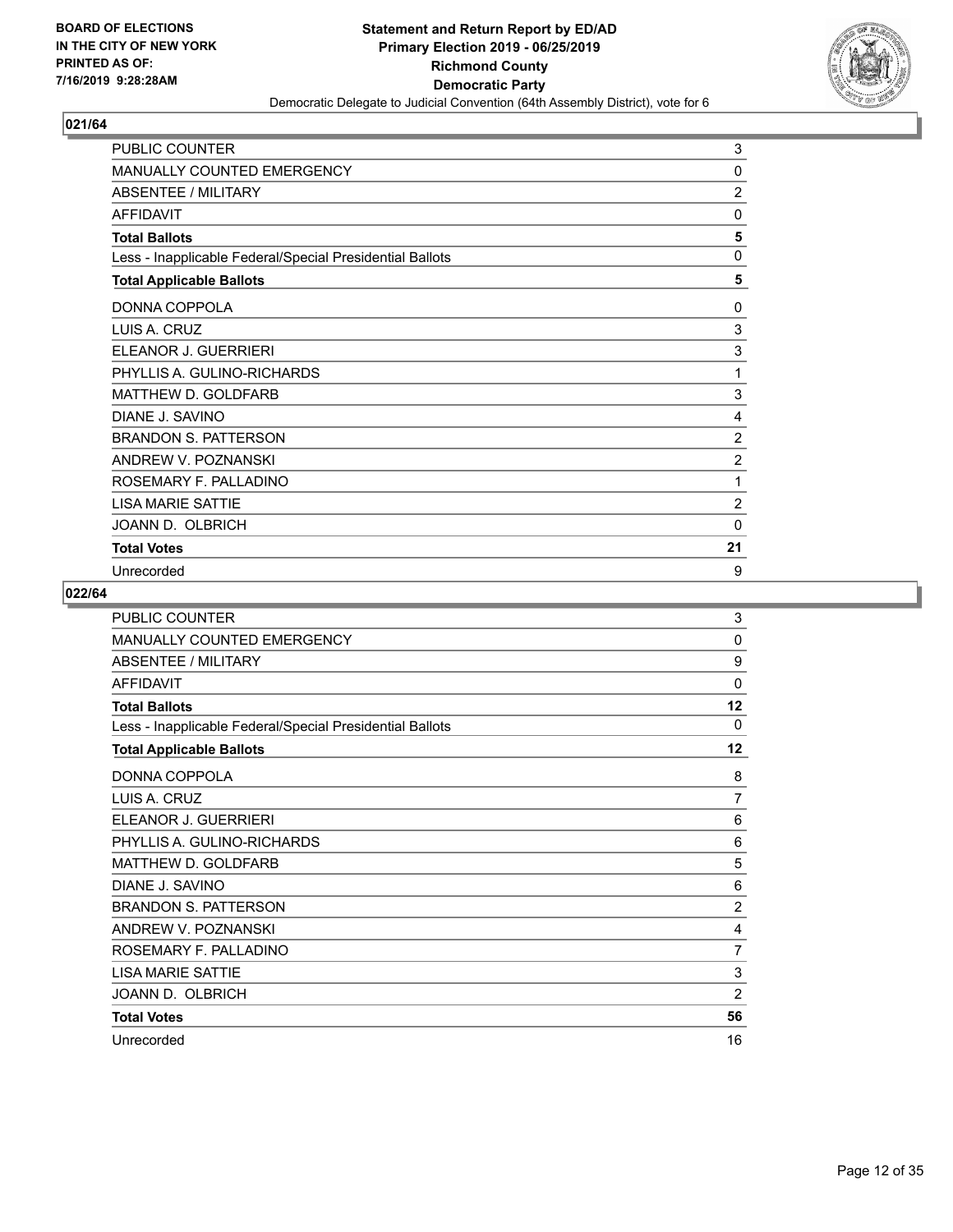**BOARD OF ELECTIONS IN THE CITY OF NEW YORK PRINTED AS OF: 7/16/2019 9:28:28AM**

**Statement and Return Report by ED/AD Primary Election 2019 - 06/25/2019 Richmond County Democratic Party**

Democratic Delegate to Judicial Convention (64th Assembly District), vote for 6

### 021/64

| | |
|---|---|
| PUBLIC COUNTER | 3 |
| MANUALLY COUNTED EMERGENCY | 0 |
| ABSENTEE / MILITARY | 2 |
| AFFIDAVIT | 0 |
| **Total Ballots** | **5** |
| Less - Inapplicable Federal/Special Presidential Ballots | 0 |
| **Total Applicable Ballots** | **5** |
| DONNA COPPOLA | 0 |
| LUIS A. CRUZ | 3 |
| ELEANOR J. GUERRIERI | 3 |
| PHYLLIS A. GULINO-RICHARDS | 1 |
| MATTHEW D. GOLDFARB | 3 |
| DIANE J. SAVINO | 4 |
| BRANDON S. PATTERSON | 2 |
| ANDREW V. POZNANSKI | 2 |
| ROSEMARY F. PALLADINO | 1 |
| LISA MARIE SATTIE | 2 |
| JOANN D. OLBRICH | 0 |
| **Total Votes** | **21** |
| Unrecorded | 9 |

### 022/64

| | |
|---|---|
| PUBLIC COUNTER | 3 |
| MANUALLY COUNTED EMERGENCY | 0 |
| ABSENTEE / MILITARY | 9 |
| AFFIDAVIT | 0 |
| **Total Ballots** | **12** |
| Less - Inapplicable Federal/Special Presidential Ballots | 0 |
| **Total Applicable Ballots** | **12** |
| DONNA COPPOLA | 8 |
| LUIS A. CRUZ | 7 |
| ELEANOR J. GUERRIERI | 6 |
| PHYLLIS A. GULINO-RICHARDS | 6 |
| MATTHEW D. GOLDFARB | 5 |
| DIANE J. SAVINO | 6 |
| BRANDON S. PATTERSON | 2 |
| ANDREW V. POZNANSKI | 4 |
| ROSEMARY F. PALLADINO | 7 |
| LISA MARIE SATTIE | 3 |
| JOANN D. OLBRICH | 2 |
| **Total Votes** | **56** |
| Unrecorded | 16 |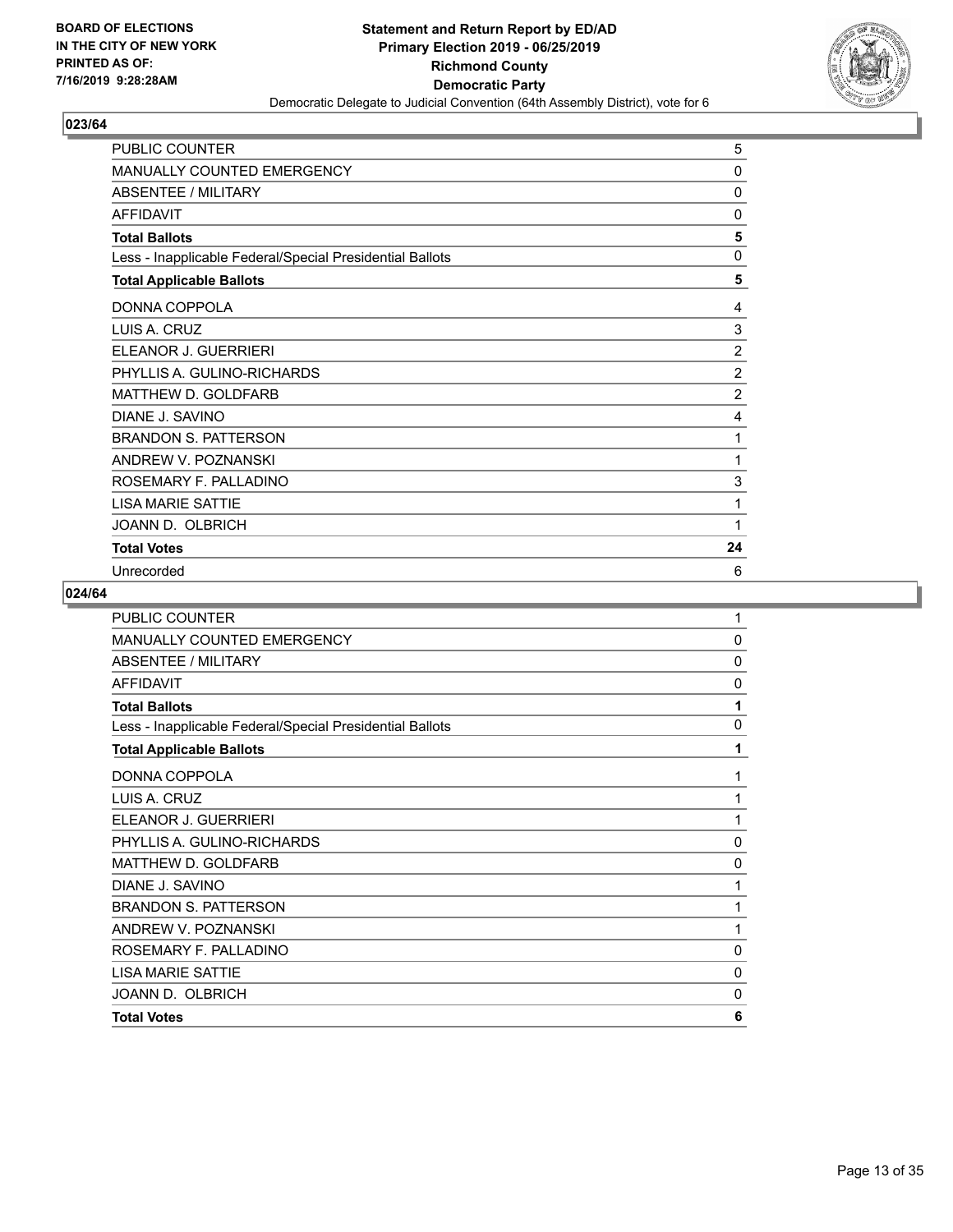**BOARD OF ELECTIONS IN THE CITY OF NEW YORK PRINTED AS OF: 7/16/2019 9:28:28AM**

**Statement and Return Report by ED/AD Primary Election 2019 - 06/25/2019 Richmond County Democratic Party**

Democratic Delegate to Judicial Convention (64th Assembly District), vote for 6

## 023/64

| | |
|---|---|
| PUBLIC COUNTER | 5 |
| MANUALLY COUNTED EMERGENCY | 0 |
| ABSENTEE / MILITARY | 0 |
| AFFIDAVIT | 0 |
| **Total Ballots** | **5** |
| Less - Inapplicable Federal/Special Presidential Ballots | 0 |
| **Total Applicable Ballots** | **5** |
| DONNA COPPOLA | 4 |
| LUIS A. CRUZ | 3 |
| ELEANOR J. GUERRIERI | 2 |
| PHYLLIS A. GULINO-RICHARDS | 2 |
| MATTHEW D. GOLDFARB | 2 |
| DIANE J. SAVINO | 4 |
| BRANDON S. PATTERSON | 1 |
| ANDREW V. POZNANSKI | 1 |
| ROSEMARY F. PALLADINO | 3 |
| LISA MARIE SATTIE | 1 |
| JOANN D. OLBRICH | 1 |
| **Total Votes** | **24** |
| Unrecorded | 6 |

## 024/64

| | |
|---|---|
| PUBLIC COUNTER | 1 |
| MANUALLY COUNTED EMERGENCY | 0 |
| ABSENTEE / MILITARY | 0 |
| AFFIDAVIT | 0 |
| **Total Ballots** | **1** |
| Less - Inapplicable Federal/Special Presidential Ballots | 0 |
| **Total Applicable Ballots** | **1** |
| DONNA COPPOLA | 1 |
| LUIS A. CRUZ | 1 |
| ELEANOR J. GUERRIERI | 1 |
| PHYLLIS A. GULINO-RICHARDS | 0 |
| MATTHEW D. GOLDFARB | 0 |
| DIANE J. SAVINO | 1 |
| BRANDON S. PATTERSON | 1 |
| ANDREW V. POZNANSKI | 1 |
| ROSEMARY F. PALLADINO | 0 |
| LISA MARIE SATTIE | 0 |
| JOANN D. OLBRICH | 0 |
| **Total Votes** | **6** |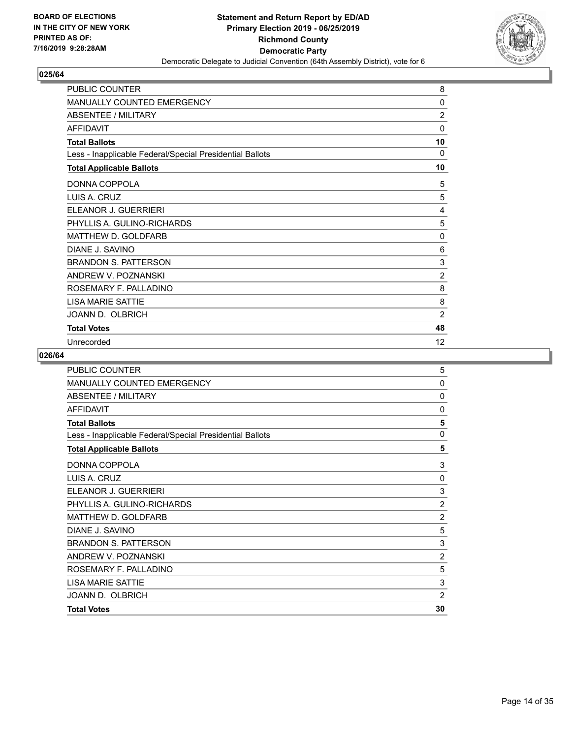## 025/64

| | |
|---|---|
| PUBLIC COUNTER | 8 |
| MANUALLY COUNTED EMERGENCY | 0 |
| ABSENTEE / MILITARY | 2 |
| AFFIDAVIT | 0 |
| **Total Ballots** | **10** |
| Less - Inapplicable Federal/Special Presidential Ballots | 0 |
| **Total Applicable Ballots** | **10** |
| DONNA COPPOLA | 5 |
| LUIS A. CRUZ | 5 |
| ELEANOR J. GUERRIERI | 4 |
| PHYLLIS A. GULINO-RICHARDS | 5 |
| MATTHEW D. GOLDFARB | 0 |
| DIANE J. SAVINO | 6 |
| BRANDON S. PATTERSON | 3 |
| ANDREW V. POZNANSKI | 2 |
| ROSEMARY F. PALLADINO | 8 |
| LISA MARIE SATTIE | 8 |
| JOANN D. OLBRICH | 2 |
| **Total Votes** | **48** |
| Unrecorded | 12 |

## 026/64

| | |
|---|---|
| PUBLIC COUNTER | 5 |
| MANUALLY COUNTED EMERGENCY | 0 |
| ABSENTEE / MILITARY | 0 |
| AFFIDAVIT | 0 |
| **Total Ballots** | **5** |
| Less - Inapplicable Federal/Special Presidential Ballots | 0 |
| **Total Applicable Ballots** | **5** |
| DONNA COPPOLA | 3 |
| LUIS A. CRUZ | 0 |
| ELEANOR J. GUERRIERI | 3 |
| PHYLLIS A. GULINO-RICHARDS | 2 |
| MATTHEW D. GOLDFARB | 2 |
| DIANE J. SAVINO | 5 |
| BRANDON S. PATTERSON | 3 |
| ANDREW V. POZNANSKI | 2 |
| ROSEMARY F. PALLADINO | 5 |
| LISA MARIE SATTIE | 3 |
| JOANN D. OLBRICH | 2 |
| **Total Votes** | **30** |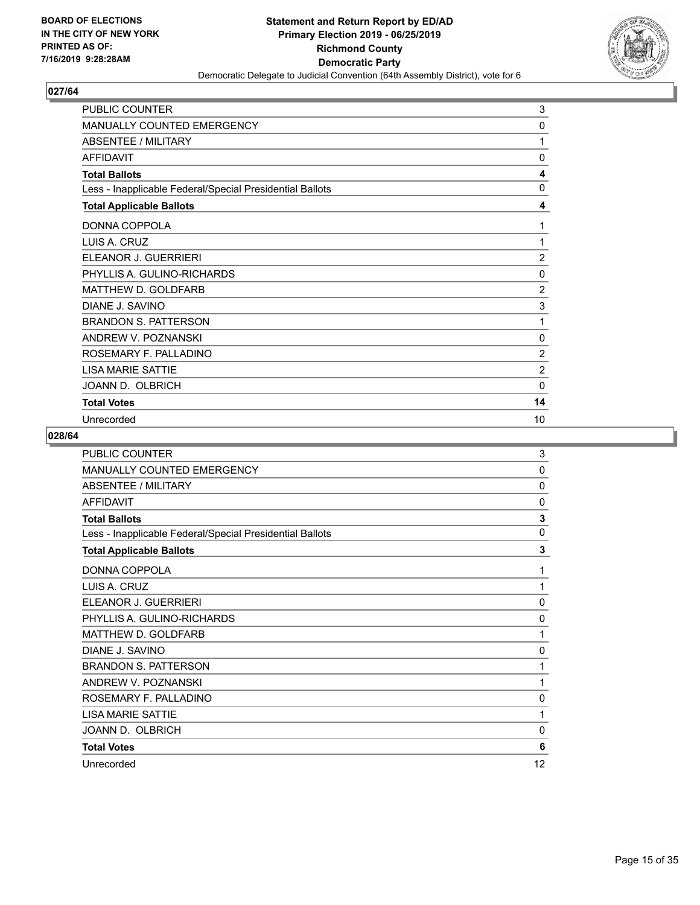**BOARD OF ELECTIONS IN THE CITY OF NEW YORK PRINTED AS OF: 7/16/2019 9:28:28AM**

**Statement and Return Report by ED/AD**
**Primary Election 2019 - 06/25/2019**
**Richmond County**
**Democratic Party**
Democratic Delegate to Judicial Convention (64th Assembly District), vote for 6

## 027/64

| | |
|---|---|
| PUBLIC COUNTER | 3 |
| MANUALLY COUNTED EMERGENCY | 0 |
| ABSENTEE / MILITARY | 1 |
| AFFIDAVIT | 0 |
| **Total Ballots** | **4** |
| Less - Inapplicable Federal/Special Presidential Ballots | 0 |
| **Total Applicable Ballots** | **4** |
| DONNA COPPOLA | 1 |
| LUIS A. CRUZ | 1 |
| ELEANOR J. GUERRIERI | 2 |
| PHYLLIS A. GULINO-RICHARDS | 0 |
| MATTHEW D. GOLDFARB | 2 |
| DIANE J. SAVINO | 3 |
| BRANDON S. PATTERSON | 1 |
| ANDREW V. POZNANSKI | 0 |
| ROSEMARY F. PALLADINO | 2 |
| LISA MARIE SATTIE | 2 |
| JOANN D. OLBRICH | 0 |
| **Total Votes** | **14** |
| Unrecorded | 10 |

## 028/64

| | |
|---|---|
| PUBLIC COUNTER | 3 |
| MANUALLY COUNTED EMERGENCY | 0 |
| ABSENTEE / MILITARY | 0 |
| AFFIDAVIT | 0 |
| **Total Ballots** | **3** |
| Less - Inapplicable Federal/Special Presidential Ballots | 0 |
| **Total Applicable Ballots** | **3** |
| DONNA COPPOLA | 1 |
| LUIS A. CRUZ | 1 |
| ELEANOR J. GUERRIERI | 0 |
| PHYLLIS A. GULINO-RICHARDS | 0 |
| MATTHEW D. GOLDFARB | 1 |
| DIANE J. SAVINO | 0 |
| BRANDON S. PATTERSON | 1 |
| ANDREW V. POZNANSKI | 1 |
| ROSEMARY F. PALLADINO | 0 |
| LISA MARIE SATTIE | 1 |
| JOANN D. OLBRICH | 0 |
| **Total Votes** | **6** |
| Unrecorded | 12 |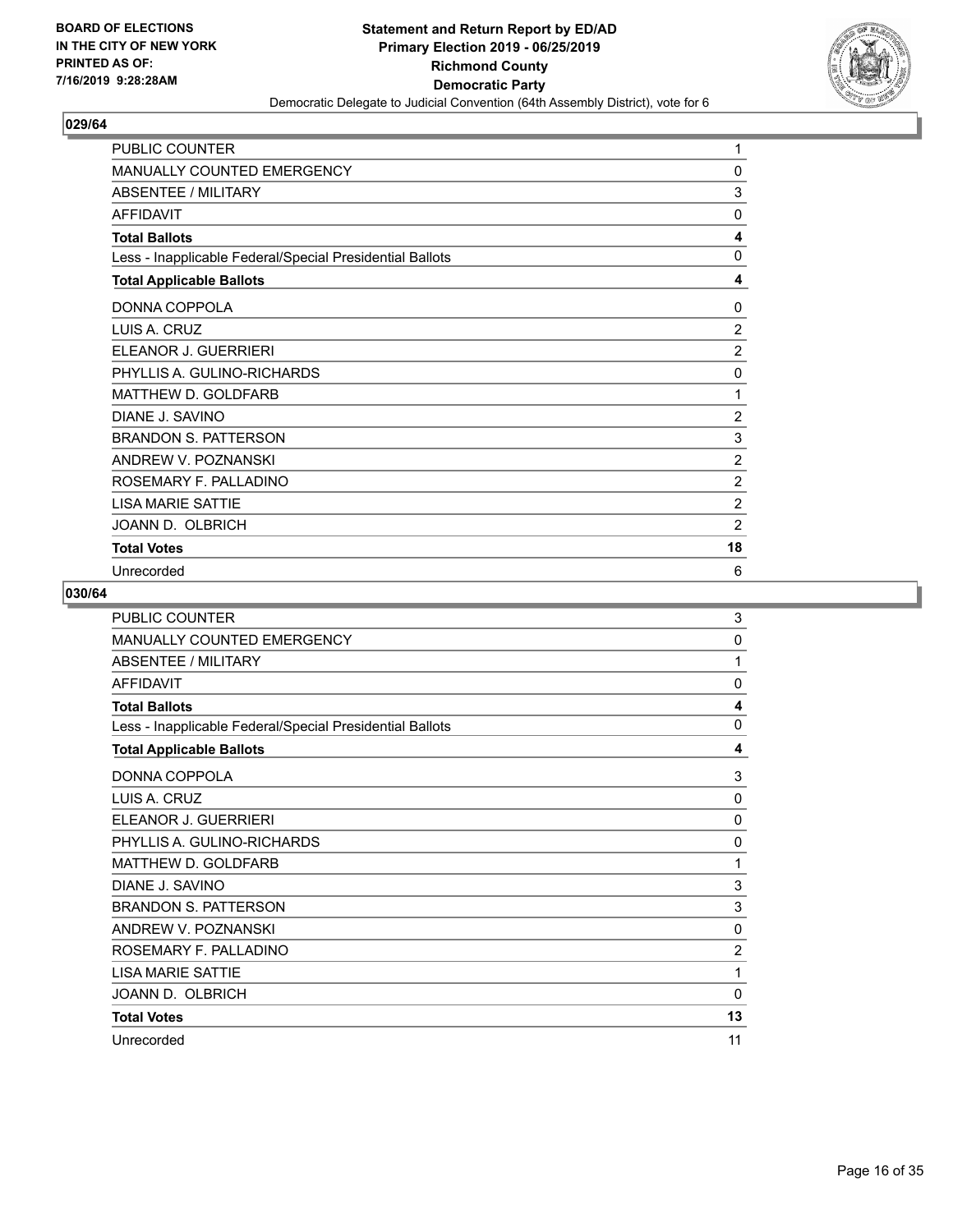## 029/64

| | |
|---|---|
| PUBLIC COUNTER | 1 |
| MANUALLY COUNTED EMERGENCY | 0 |
| ABSENTEE / MILITARY | 3 |
| AFFIDAVIT | 0 |
| **Total Ballots** | **4** |
| Less - Inapplicable Federal/Special Presidential Ballots | 0 |
| **Total Applicable Ballots** | **4** |
| DONNA COPPOLA | 0 |
| LUIS A. CRUZ | 2 |
| ELEANOR J. GUERRIERI | 2 |
| PHYLLIS A. GULINO-RICHARDS | 0 |
| MATTHEW D. GOLDFARB | 1 |
| DIANE J. SAVINO | 2 |
| BRANDON S. PATTERSON | 3 |
| ANDREW V. POZNANSKI | 2 |
| ROSEMARY F. PALLADINO | 2 |
| LISA MARIE SATTIE | 2 |
| JOANN D. OLBRICH | 2 |
| **Total Votes** | **18** |
| Unrecorded | 6 |

## 030/64

| | |
|---|---|
| PUBLIC COUNTER | 3 |
| MANUALLY COUNTED EMERGENCY | 0 |
| ABSENTEE / MILITARY | 1 |
| AFFIDAVIT | 0 |
| **Total Ballots** | **4** |
| Less - Inapplicable Federal/Special Presidential Ballots | 0 |
| **Total Applicable Ballots** | **4** |
| DONNA COPPOLA | 3 |
| LUIS A. CRUZ | 0 |
| ELEANOR J. GUERRIERI | 0 |
| PHYLLIS A. GULINO-RICHARDS | 0 |
| MATTHEW D. GOLDFARB | 1 |
| DIANE J. SAVINO | 3 |
| BRANDON S. PATTERSON | 3 |
| ANDREW V. POZNANSKI | 0 |
| ROSEMARY F. PALLADINO | 2 |
| LISA MARIE SATTIE | 1 |
| JOANN D. OLBRICH | 0 |
| **Total Votes** | **13** |
| Unrecorded | 11 |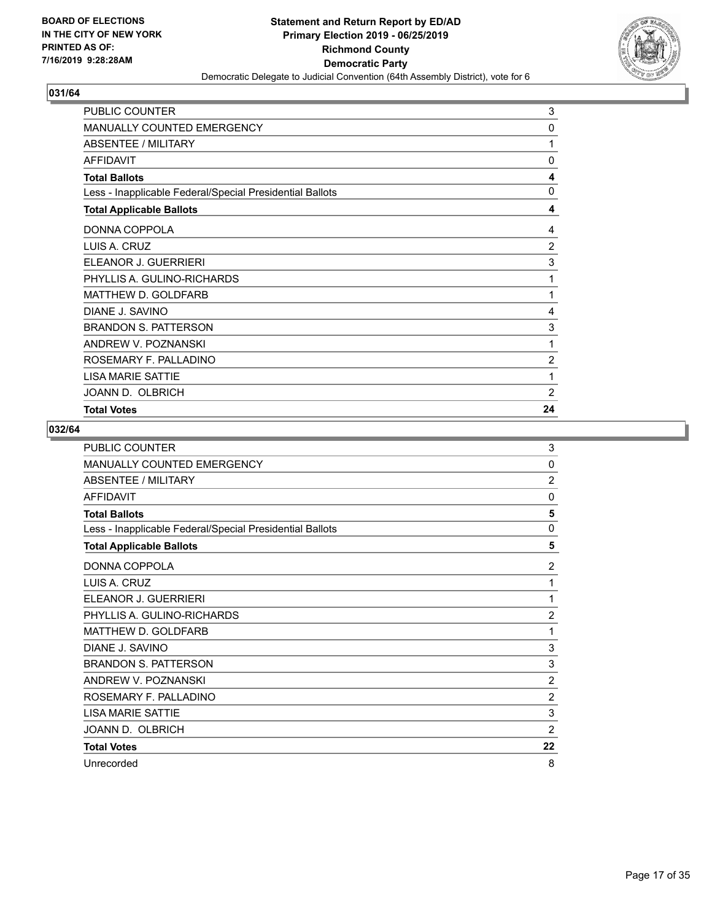**BOARD OF ELECTIONS IN THE CITY OF NEW YORK PRINTED AS OF: 7/16/2019 9:28:28AM**

**Statement and Return Report by ED/AD Primary Election 2019 - 06/25/2019 Richmond County Democratic Party**

Democratic Delegate to Judicial Convention (64th Assembly District), vote for 6

## 031/64

| | |
|---|---|
| PUBLIC COUNTER | 3 |
| MANUALLY COUNTED EMERGENCY | 0 |
| ABSENTEE / MILITARY | 1 |
| AFFIDAVIT | 0 |
| **Total Ballots** | **4** |
| Less - Inapplicable Federal/Special Presidential Ballots | 0 |
| **Total Applicable Ballots** | **4** |
| DONNA COPPOLA | 4 |
| LUIS A. CRUZ | 2 |
| ELEANOR J. GUERRIERI | 3 |
| PHYLLIS A. GULINO-RICHARDS | 1 |
| MATTHEW D. GOLDFARB | 1 |
| DIANE J. SAVINO | 4 |
| BRANDON S. PATTERSON | 3 |
| ANDREW V. POZNANSKI | 1 |
| ROSEMARY F. PALLADINO | 2 |
| LISA MARIE SATTIE | 1 |
| JOANN D. OLBRICH | 2 |
| **Total Votes** | **24** |

## 032/64

| | |
|---|---|
| PUBLIC COUNTER | 3 |
| MANUALLY COUNTED EMERGENCY | 0 |
| ABSENTEE / MILITARY | 2 |
| AFFIDAVIT | 0 |
| **Total Ballots** | **5** |
| Less - Inapplicable Federal/Special Presidential Ballots | 0 |
| **Total Applicable Ballots** | **5** |
| DONNA COPPOLA | 2 |
| LUIS A. CRUZ | 1 |
| ELEANOR J. GUERRIERI | 1 |
| PHYLLIS A. GULINO-RICHARDS | 2 |
| MATTHEW D. GOLDFARB | 1 |
| DIANE J. SAVINO | 3 |
| BRANDON S. PATTERSON | 3 |
| ANDREW V. POZNANSKI | 2 |
| ROSEMARY F. PALLADINO | 2 |
| LISA MARIE SATTIE | 3 |
| JOANN D. OLBRICH | 2 |
| **Total Votes** | **22** |
| Unrecorded | 8 |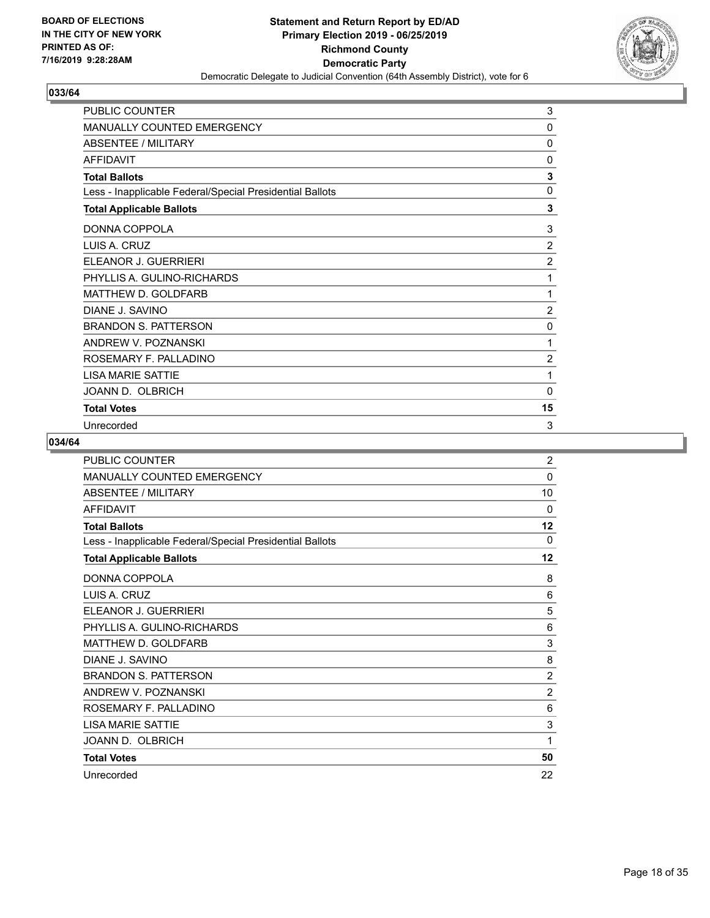**BOARD OF ELECTIONS IN THE CITY OF NEW YORK PRINTED AS OF: 7/16/2019 9:28:28AM**

**Statement and Return Report by ED/AD Primary Election 2019 - 06/25/2019 Richmond County Democratic Party**

Democratic Delegate to Judicial Convention (64th Assembly District), vote for 6

## 033/64

| | |
|---|---|
| PUBLIC COUNTER | 3 |
| MANUALLY COUNTED EMERGENCY | 0 |
| ABSENTEE / MILITARY | 0 |
| AFFIDAVIT | 0 |
| **Total Ballots** | **3** |
| Less - Inapplicable Federal/Special Presidential Ballots | 0 |
| **Total Applicable Ballots** | **3** |
| DONNA COPPOLA | 3 |
| LUIS A. CRUZ | 2 |
| ELEANOR J. GUERRIERI | 2 |
| PHYLLIS A. GULINO-RICHARDS | 1 |
| MATTHEW D. GOLDFARB | 1 |
| DIANE J. SAVINO | 2 |
| BRANDON S. PATTERSON | 0 |
| ANDREW V. POZNANSKI | 1 |
| ROSEMARY F. PALLADINO | 2 |
| LISA MARIE SATTIE | 1 |
| JOANN D. OLBRICH | 0 |
| **Total Votes** | **15** |
| Unrecorded | 3 |

## 034/64

| | |
|---|---|
| PUBLIC COUNTER | 2 |
| MANUALLY COUNTED EMERGENCY | 0 |
| ABSENTEE / MILITARY | 10 |
| AFFIDAVIT | 0 |
| **Total Ballots** | **12** |
| Less - Inapplicable Federal/Special Presidential Ballots | 0 |
| **Total Applicable Ballots** | **12** |
| DONNA COPPOLA | 8 |
| LUIS A. CRUZ | 6 |
| ELEANOR J. GUERRIERI | 5 |
| PHYLLIS A. GULINO-RICHARDS | 6 |
| MATTHEW D. GOLDFARB | 3 |
| DIANE J. SAVINO | 8 |
| BRANDON S. PATTERSON | 2 |
| ANDREW V. POZNANSKI | 2 |
| ROSEMARY F. PALLADINO | 6 |
| LISA MARIE SATTIE | 3 |
| JOANN D. OLBRICH | 1 |
| **Total Votes** | **50** |
| Unrecorded | 22 |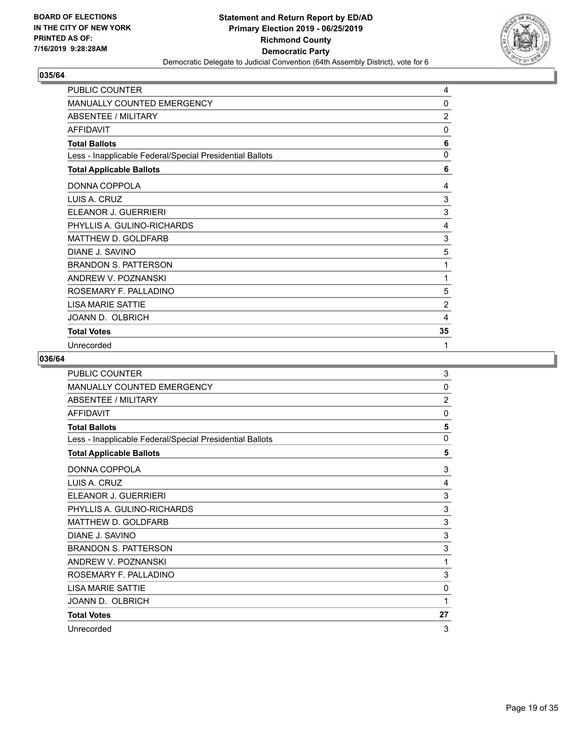## 035/64

| | |
|---|---|
| PUBLIC COUNTER | 4 |
| MANUALLY COUNTED EMERGENCY | 0 |
| ABSENTEE / MILITARY | 2 |
| AFFIDAVIT | 0 |
| **Total Ballots** | **6** |
| Less - Inapplicable Federal/Special Presidential Ballots | 0 |
| **Total Applicable Ballots** | **6** |
| DONNA COPPOLA | 4 |
| LUIS A. CRUZ | 3 |
| ELEANOR J. GUERRIERI | 3 |
| PHYLLIS A. GULINO-RICHARDS | 4 |
| MATTHEW D. GOLDFARB | 3 |
| DIANE J. SAVINO | 5 |
| BRANDON S. PATTERSON | 1 |
| ANDREW V. POZNANSKI | 1 |
| ROSEMARY F. PALLADINO | 5 |
| LISA MARIE SATTIE | 2 |
| JOANN D. OLBRICH | 4 |
| **Total Votes** | **35** |
| Unrecorded | 1 |

## 036/64

| | |
|---|---|
| PUBLIC COUNTER | 3 |
| MANUALLY COUNTED EMERGENCY | 0 |
| ABSENTEE / MILITARY | 2 |
| AFFIDAVIT | 0 |
| **Total Ballots** | **5** |
| Less - Inapplicable Federal/Special Presidential Ballots | 0 |
| **Total Applicable Ballots** | **5** |
| DONNA COPPOLA | 3 |
| LUIS A. CRUZ | 4 |
| ELEANOR J. GUERRIERI | 3 |
| PHYLLIS A. GULINO-RICHARDS | 3 |
| MATTHEW D. GOLDFARB | 3 |
| DIANE J. SAVINO | 3 |
| BRANDON S. PATTERSON | 3 |
| ANDREW V. POZNANSKI | 1 |
| ROSEMARY F. PALLADINO | 3 |
| LISA MARIE SATTIE | 0 |
| JOANN D. OLBRICH | 1 |
| **Total Votes** | **27** |
| Unrecorded | 3 |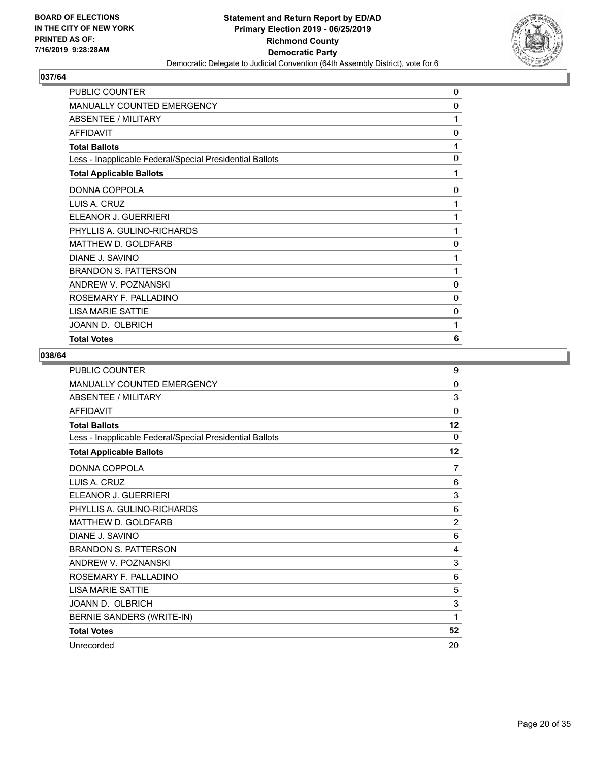BOARD OF ELECTIONS
IN THE CITY OF NEW YORK
PRINTED AS OF:
7/16/2019 9:28:28AM

**Statement and Return Report by ED/AD**
**Primary Election 2019 - 06/25/2019**
**Richmond County**
**Democratic Party**
Democratic Delegate to Judicial Convention (64th Assembly District), vote for 6

## 037/64

| | |
|---|---|
| PUBLIC COUNTER | 0 |
| MANUALLY COUNTED EMERGENCY | 0 |
| ABSENTEE / MILITARY | 1 |
| AFFIDAVIT | 0 |
| **Total Ballots** | **1** |
| Less - Inapplicable Federal/Special Presidential Ballots | 0 |
| **Total Applicable Ballots** | **1** |
| DONNA COPPOLA | 0 |
| LUIS A. CRUZ | 1 |
| ELEANOR J. GUERRIERI | 1 |
| PHYLLIS A. GULINO-RICHARDS | 1 |
| MATTHEW D. GOLDFARB | 0 |
| DIANE J. SAVINO | 1 |
| BRANDON S. PATTERSON | 1 |
| ANDREW V. POZNANSKI | 0 |
| ROSEMARY F. PALLADINO | 0 |
| LISA MARIE SATTIE | 0 |
| JOANN D. OLBRICH | 1 |
| **Total Votes** | **6** |

## 038/64

| | |
|---|---|
| PUBLIC COUNTER | 9 |
| MANUALLY COUNTED EMERGENCY | 0 |
| ABSENTEE / MILITARY | 3 |
| AFFIDAVIT | 0 |
| **Total Ballots** | **12** |
| Less - Inapplicable Federal/Special Presidential Ballots | 0 |
| **Total Applicable Ballots** | **12** |
| DONNA COPPOLA | 7 |
| LUIS A. CRUZ | 6 |
| ELEANOR J. GUERRIERI | 3 |
| PHYLLIS A. GULINO-RICHARDS | 6 |
| MATTHEW D. GOLDFARB | 2 |
| DIANE J. SAVINO | 6 |
| BRANDON S. PATTERSON | 4 |
| ANDREW V. POZNANSKI | 3 |
| ROSEMARY F. PALLADINO | 6 |
| LISA MARIE SATTIE | 5 |
| JOANN D. OLBRICH | 3 |
| BERNIE SANDERS (WRITE-IN) | 1 |
| **Total Votes** | **52** |
| Unrecorded | 20 |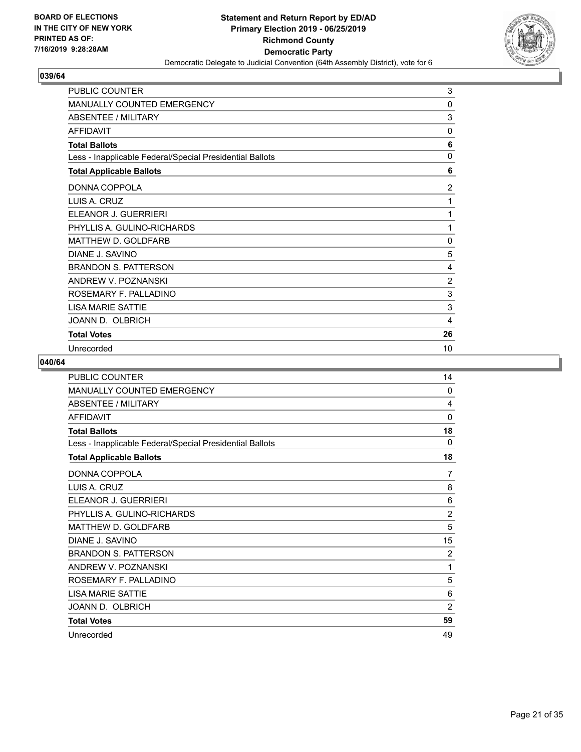**BOARD OF ELECTIONS IN THE CITY OF NEW YORK PRINTED AS OF: 7/16/2019 9:28:28AM**

**Statement and Return Report by ED/AD**
**Primary Election 2019 - 06/25/2019**
**Richmond County**
**Democratic Party**
Democratic Delegate to Judicial Convention (64th Assembly District), vote for 6

## 039/64

| | |
|---|---|
| PUBLIC COUNTER | 3 |
| MANUALLY COUNTED EMERGENCY | 0 |
| ABSENTEE / MILITARY | 3 |
| AFFIDAVIT | 0 |
| **Total Ballots** | **6** |
| Less - Inapplicable Federal/Special Presidential Ballots | 0 |
| **Total Applicable Ballots** | **6** |
| DONNA COPPOLA | 2 |
| LUIS A. CRUZ | 1 |
| ELEANOR J. GUERRIERI | 1 |
| PHYLLIS A. GULINO-RICHARDS | 1 |
| MATTHEW D. GOLDFARB | 0 |
| DIANE J. SAVINO | 5 |
| BRANDON S. PATTERSON | 4 |
| ANDREW V. POZNANSKI | 2 |
| ROSEMARY F. PALLADINO | 3 |
| LISA MARIE SATTIE | 3 |
| JOANN D. OLBRICH | 4 |
| **Total Votes** | **26** |
| Unrecorded | 10 |

## 040/64

| | |
|---|---|
| PUBLIC COUNTER | 14 |
| MANUALLY COUNTED EMERGENCY | 0 |
| ABSENTEE / MILITARY | 4 |
| AFFIDAVIT | 0 |
| **Total Ballots** | **18** |
| Less - Inapplicable Federal/Special Presidential Ballots | 0 |
| **Total Applicable Ballots** | **18** |
| DONNA COPPOLA | 7 |
| LUIS A. CRUZ | 8 |
| ELEANOR J. GUERRIERI | 6 |
| PHYLLIS A. GULINO-RICHARDS | 2 |
| MATTHEW D. GOLDFARB | 5 |
| DIANE J. SAVINO | 15 |
| BRANDON S. PATTERSON | 2 |
| ANDREW V. POZNANSKI | 1 |
| ROSEMARY F. PALLADINO | 5 |
| LISA MARIE SATTIE | 6 |
| JOANN D. OLBRICH | 2 |
| **Total Votes** | **59** |
| Unrecorded | 49 |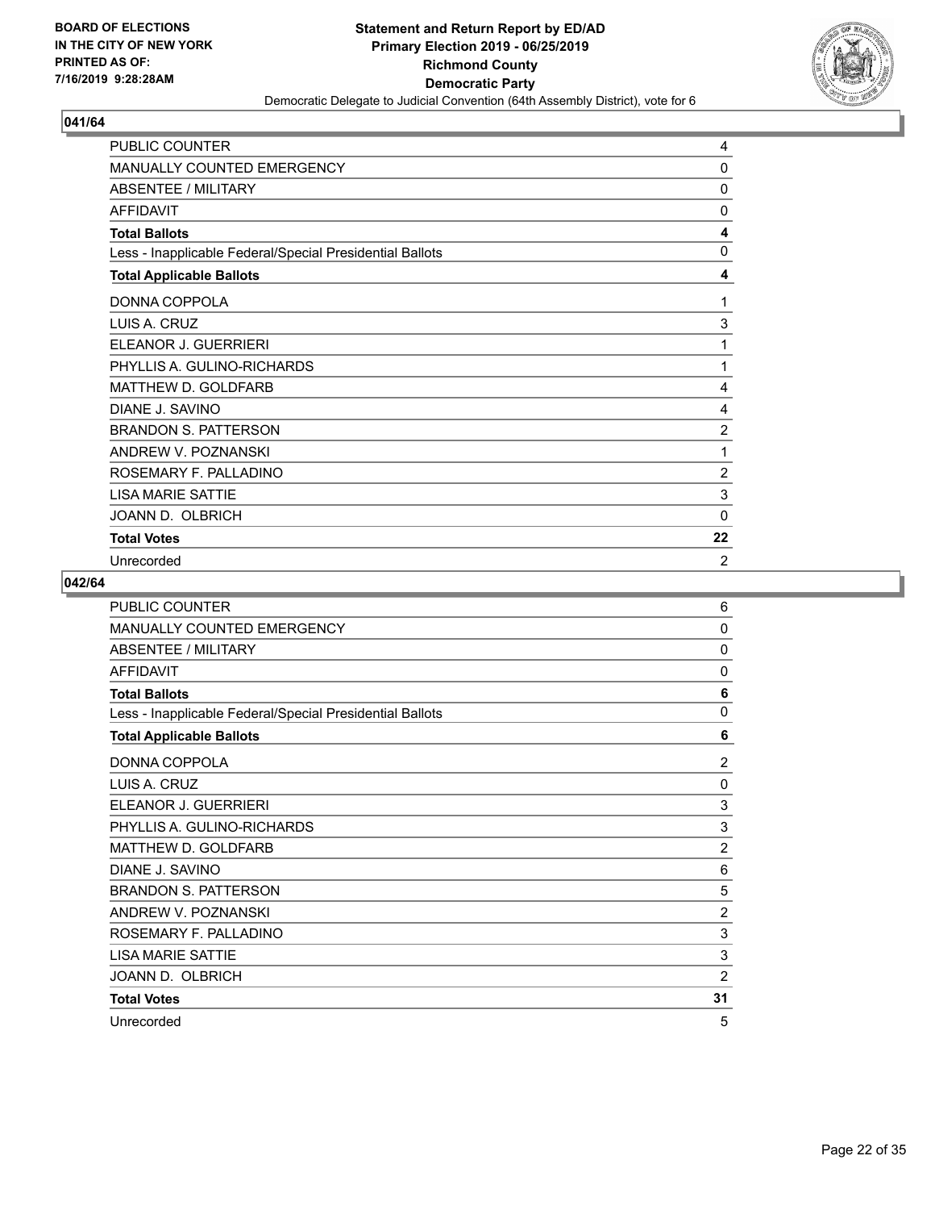BOARD OF ELECTIONS
IN THE CITY OF NEW YORK
PRINTED AS OF:
7/16/2019 9:28:28AM

**Statement and Return Report by ED/AD**
**Primary Election 2019 - 06/25/2019**
**Richmond County**
**Democratic Party**
Democratic Delegate to Judicial Convention (64th Assembly District), vote for 6

## 041/64

| | |
|---|---|
| PUBLIC COUNTER | 4 |
| MANUALLY COUNTED EMERGENCY | 0 |
| ABSENTEE / MILITARY | 0 |
| AFFIDAVIT | 0 |
| **Total Ballots** | **4** |
| Less - Inapplicable Federal/Special Presidential Ballots | 0 |
| **Total Applicable Ballots** | **4** |
| DONNA COPPOLA | 1 |
| LUIS A. CRUZ | 3 |
| ELEANOR J. GUERRIERI | 1 |
| PHYLLIS A. GULINO-RICHARDS | 1 |
| MATTHEW D. GOLDFARB | 4 |
| DIANE J. SAVINO | 4 |
| BRANDON S. PATTERSON | 2 |
| ANDREW V. POZNANSKI | 1 |
| ROSEMARY F. PALLADINO | 2 |
| LISA MARIE SATTIE | 3 |
| JOANN D. OLBRICH | 0 |
| **Total Votes** | **22** |
| Unrecorded | 2 |

## 042/64

| | |
|---|---|
| PUBLIC COUNTER | 6 |
| MANUALLY COUNTED EMERGENCY | 0 |
| ABSENTEE / MILITARY | 0 |
| AFFIDAVIT | 0 |
| **Total Ballots** | **6** |
| Less - Inapplicable Federal/Special Presidential Ballots | 0 |
| **Total Applicable Ballots** | **6** |
| DONNA COPPOLA | 2 |
| LUIS A. CRUZ | 0 |
| ELEANOR J. GUERRIERI | 3 |
| PHYLLIS A. GULINO-RICHARDS | 3 |
| MATTHEW D. GOLDFARB | 2 |
| DIANE J. SAVINO | 6 |
| BRANDON S. PATTERSON | 5 |
| ANDREW V. POZNANSKI | 2 |
| ROSEMARY F. PALLADINO | 3 |
| LISA MARIE SATTIE | 3 |
| JOANN D. OLBRICH | 2 |
| **Total Votes** | **31** |
| Unrecorded | 5 |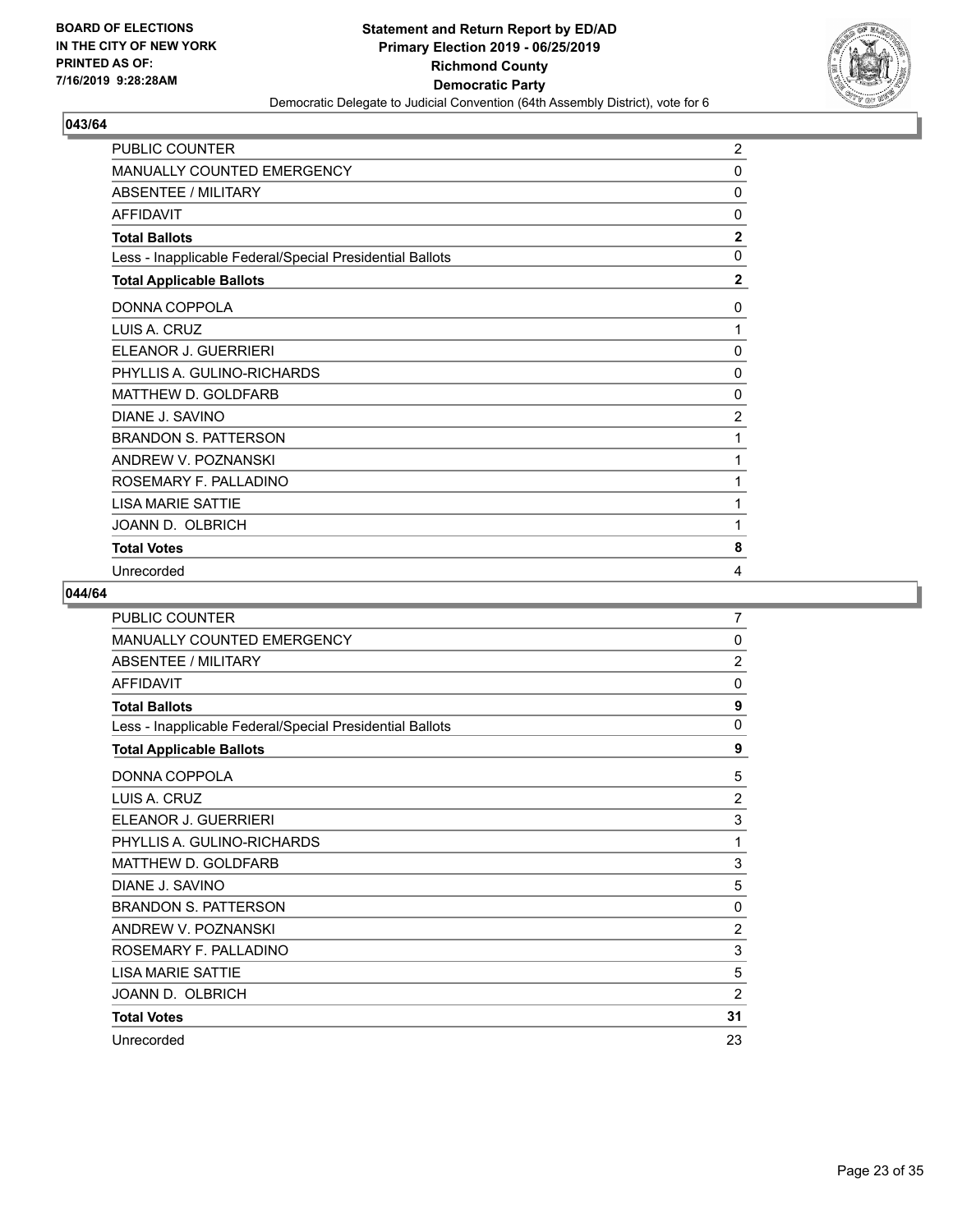**BOARD OF ELECTIONS IN THE CITY OF NEW YORK PRINTED AS OF: 7/16/2019 9:28:28AM**

**Statement and Return Report by ED/AD Primary Election 2019 - 06/25/2019 Richmond County Democratic Party**

Democratic Delegate to Judicial Convention (64th Assembly District), vote for 6

### 043/64

| | |
|---|---|
| PUBLIC COUNTER | 2 |
| MANUALLY COUNTED EMERGENCY | 0 |
| ABSENTEE / MILITARY | 0 |
| AFFIDAVIT | 0 |
| **Total Ballots** | **2** |
| Less - Inapplicable Federal/Special Presidential Ballots | 0 |
| **Total Applicable Ballots** | **2** |
| DONNA COPPOLA | 0 |
| LUIS A. CRUZ | 1 |
| ELEANOR J. GUERRIERI | 0 |
| PHYLLIS A. GULINO-RICHARDS | 0 |
| MATTHEW D. GOLDFARB | 0 |
| DIANE J. SAVINO | 2 |
| BRANDON S. PATTERSON | 1 |
| ANDREW V. POZNANSKI | 1 |
| ROSEMARY F. PALLADINO | 1 |
| LISA MARIE SATTIE | 1 |
| JOANN D. OLBRICH | 1 |
| **Total Votes** | **8** |
| Unrecorded | 4 |

### 044/64

| | |
|---|---|
| PUBLIC COUNTER | 7 |
| MANUALLY COUNTED EMERGENCY | 0 |
| ABSENTEE / MILITARY | 2 |
| AFFIDAVIT | 0 |
| **Total Ballots** | **9** |
| Less - Inapplicable Federal/Special Presidential Ballots | 0 |
| **Total Applicable Ballots** | **9** |
| DONNA COPPOLA | 5 |
| LUIS A. CRUZ | 2 |
| ELEANOR J. GUERRIERI | 3 |
| PHYLLIS A. GULINO-RICHARDS | 1 |
| MATTHEW D. GOLDFARB | 3 |
| DIANE J. SAVINO | 5 |
| BRANDON S. PATTERSON | 0 |
| ANDREW V. POZNANSKI | 2 |
| ROSEMARY F. PALLADINO | 3 |
| LISA MARIE SATTIE | 5 |
| JOANN D. OLBRICH | 2 |
| **Total Votes** | **31** |
| Unrecorded | 23 |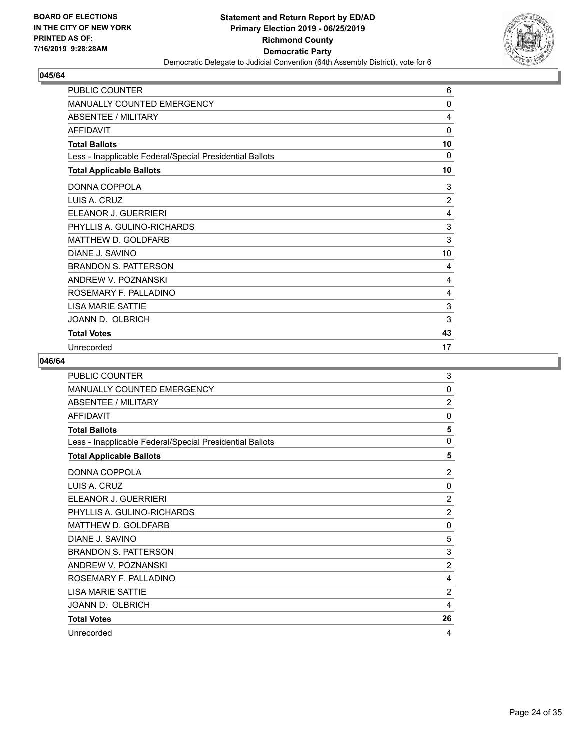BOARD OF ELECTIONS
IN THE CITY OF NEW YORK
PRINTED AS OF:
7/16/2019 9:28:28AM

**Statement and Return Report by ED/AD**
**Primary Election 2019 - 06/25/2019**
**Richmond County**
**Democratic Party**
Democratic Delegate to Judicial Convention (64th Assembly District), vote for 6

### 045/64

| | |
|---|---|
| PUBLIC COUNTER | 6 |
| MANUALLY COUNTED EMERGENCY | 0 |
| ABSENTEE / MILITARY | 4 |
| AFFIDAVIT | 0 |
| **Total Ballots** | **10** |
| Less - Inapplicable Federal/Special Presidential Ballots | 0 |
| **Total Applicable Ballots** | **10** |
| DONNA COPPOLA | 3 |
| LUIS A. CRUZ | 2 |
| ELEANOR J. GUERRIERI | 4 |
| PHYLLIS A. GULINO-RICHARDS | 3 |
| MATTHEW D. GOLDFARB | 3 |
| DIANE J. SAVINO | 10 |
| BRANDON S. PATTERSON | 4 |
| ANDREW V. POZNANSKI | 4 |
| ROSEMARY F. PALLADINO | 4 |
| LISA MARIE SATTIE | 3 |
| JOANN D. OLBRICH | 3 |
| **Total Votes** | **43** |
| Unrecorded | 17 |

### 046/64

| | |
|---|---|
| PUBLIC COUNTER | 3 |
| MANUALLY COUNTED EMERGENCY | 0 |
| ABSENTEE / MILITARY | 2 |
| AFFIDAVIT | 0 |
| **Total Ballots** | **5** |
| Less - Inapplicable Federal/Special Presidential Ballots | 0 |
| **Total Applicable Ballots** | **5** |
| DONNA COPPOLA | 2 |
| LUIS A. CRUZ | 0 |
| ELEANOR J. GUERRIERI | 2 |
| PHYLLIS A. GULINO-RICHARDS | 2 |
| MATTHEW D. GOLDFARB | 0 |
| DIANE J. SAVINO | 5 |
| BRANDON S. PATTERSON | 3 |
| ANDREW V. POZNANSKI | 2 |
| ROSEMARY F. PALLADINO | 4 |
| LISA MARIE SATTIE | 2 |
| JOANN D. OLBRICH | 4 |
| **Total Votes** | **26** |
| Unrecorded | 4 |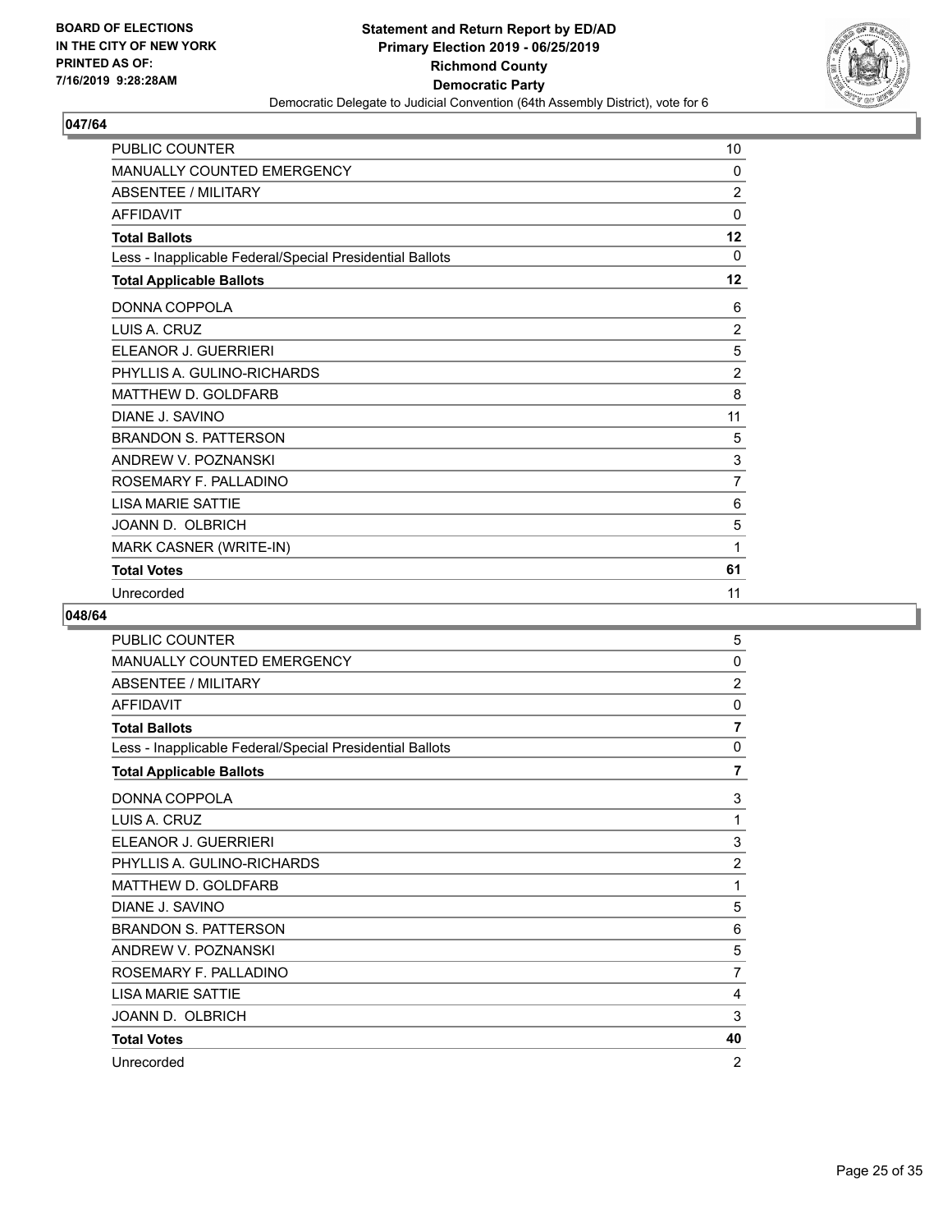BOARD OF ELECTIONS
IN THE CITY OF NEW YORK
PRINTED AS OF:
7/16/2019 9:28:28AM

**Statement and Return Report by ED/AD**
**Primary Election 2019 - 06/25/2019**
**Richmond County**
**Democratic Party**
Democratic Delegate to Judicial Convention (64th Assembly District), vote for 6

## 047/64

| | |
|---|---|
| PUBLIC COUNTER | 10 |
| MANUALLY COUNTED EMERGENCY | 0 |
| ABSENTEE / MILITARY | 2 |
| AFFIDAVIT | 0 |
| **Total Ballots** | **12** |
| Less - Inapplicable Federal/Special Presidential Ballots | 0 |
| **Total Applicable Ballots** | **12** |
| DONNA COPPOLA | 6 |
| LUIS A. CRUZ | 2 |
| ELEANOR J. GUERRIERI | 5 |
| PHYLLIS A. GULINO-RICHARDS | 2 |
| MATTHEW D. GOLDFARB | 8 |
| DIANE J. SAVINO | 11 |
| BRANDON S. PATTERSON | 5 |
| ANDREW V. POZNANSKI | 3 |
| ROSEMARY F. PALLADINO | 7 |
| LISA MARIE SATTIE | 6 |
| JOANN D. OLBRICH | 5 |
| MARK CASNER (WRITE-IN) | 1 |
| **Total Votes** | **61** |
| Unrecorded | 11 |

## 048/64

| | |
|---|---|
| PUBLIC COUNTER | 5 |
| MANUALLY COUNTED EMERGENCY | 0 |
| ABSENTEE / MILITARY | 2 |
| AFFIDAVIT | 0 |
| **Total Ballots** | **7** |
| Less - Inapplicable Federal/Special Presidential Ballots | 0 |
| **Total Applicable Ballots** | **7** |
| DONNA COPPOLA | 3 |
| LUIS A. CRUZ | 1 |
| ELEANOR J. GUERRIERI | 3 |
| PHYLLIS A. GULINO-RICHARDS | 2 |
| MATTHEW D. GOLDFARB | 1 |
| DIANE J. SAVINO | 5 |
| BRANDON S. PATTERSON | 6 |
| ANDREW V. POZNANSKI | 5 |
| ROSEMARY F. PALLADINO | 7 |
| LISA MARIE SATTIE | 4 |
| JOANN D. OLBRICH | 3 |
| **Total Votes** | **40** |
| Unrecorded | 2 |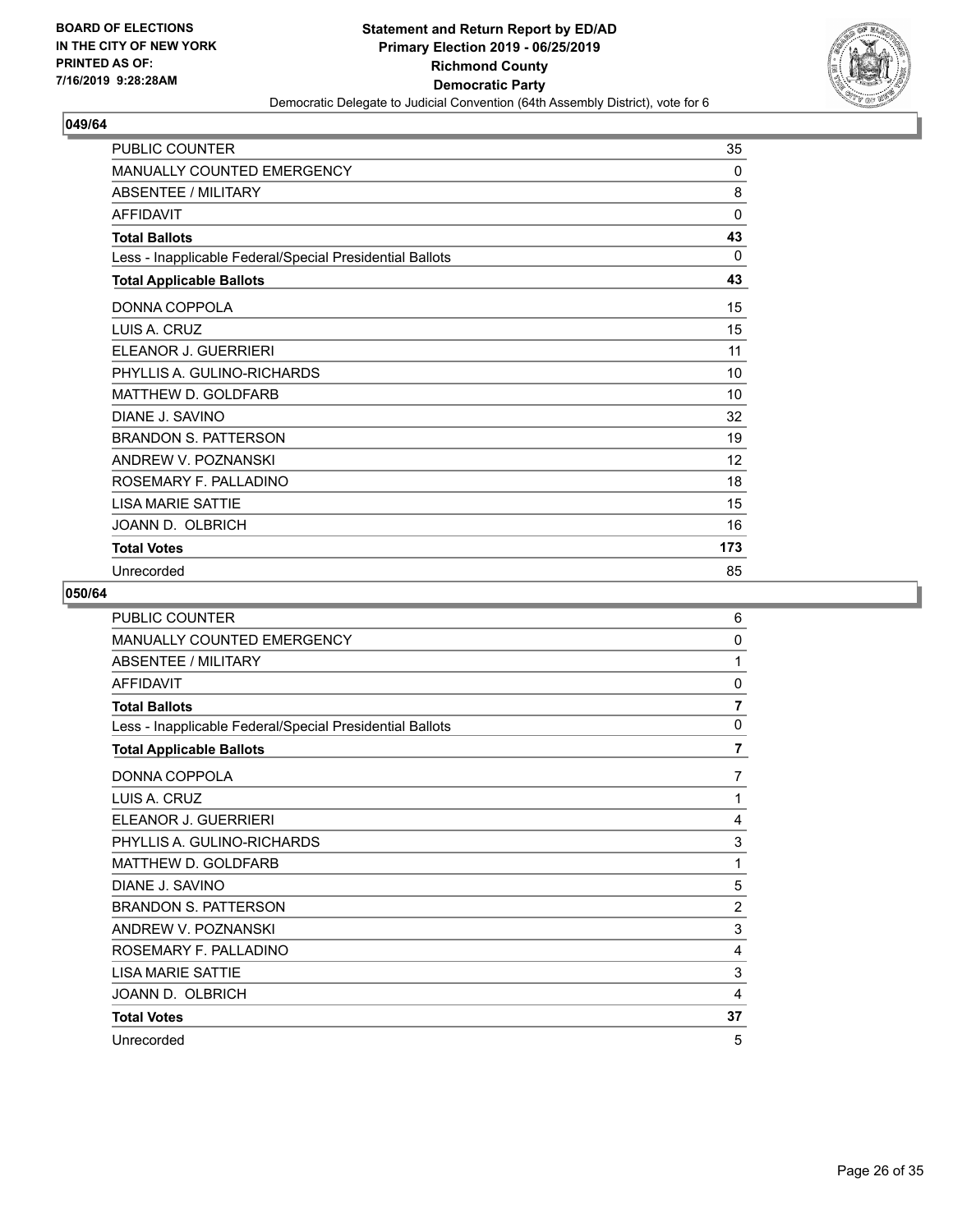**Statement and Return Report by ED/AD**
**Primary Election 2019 - 06/25/2019**
**Richmond County**
**Democratic Party**
Democratic Delegate to Judicial Convention (64th Assembly District), vote for 6

BOARD OF ELECTIONS
IN THE CITY OF NEW YORK
PRINTED AS OF:
7/16/2019 9:28:28AM

### 049/64

| | |
|---|---|
| PUBLIC COUNTER | 35 |
| MANUALLY COUNTED EMERGENCY | 0 |
| ABSENTEE / MILITARY | 8 |
| AFFIDAVIT | 0 |
| **Total Ballots** | **43** |
| Less - Inapplicable Federal/Special Presidential Ballots | 0 |
| **Total Applicable Ballots** | **43** |
| DONNA COPPOLA | 15 |
| LUIS A. CRUZ | 15 |
| ELEANOR J. GUERRIERI | 11 |
| PHYLLIS A. GULINO-RICHARDS | 10 |
| MATTHEW D. GOLDFARB | 10 |
| DIANE J. SAVINO | 32 |
| BRANDON S. PATTERSON | 19 |
| ANDREW V. POZNANSKI | 12 |
| ROSEMARY F. PALLADINO | 18 |
| LISA MARIE SATTIE | 15 |
| JOANN D. OLBRICH | 16 |
| **Total Votes** | **173** |
| Unrecorded | 85 |

### 050/64

| | |
|---|---|
| PUBLIC COUNTER | 6 |
| MANUALLY COUNTED EMERGENCY | 0 |
| ABSENTEE / MILITARY | 1 |
| AFFIDAVIT | 0 |
| **Total Ballots** | **7** |
| Less - Inapplicable Federal/Special Presidential Ballots | 0 |
| **Total Applicable Ballots** | **7** |
| DONNA COPPOLA | 7 |
| LUIS A. CRUZ | 1 |
| ELEANOR J. GUERRIERI | 4 |
| PHYLLIS A. GULINO-RICHARDS | 3 |
| MATTHEW D. GOLDFARB | 1 |
| DIANE J. SAVINO | 5 |
| BRANDON S. PATTERSON | 2 |
| ANDREW V. POZNANSKI | 3 |
| ROSEMARY F. PALLADINO | 4 |
| LISA MARIE SATTIE | 3 |
| JOANN D. OLBRICH | 4 |
| **Total Votes** | **37** |
| Unrecorded | 5 |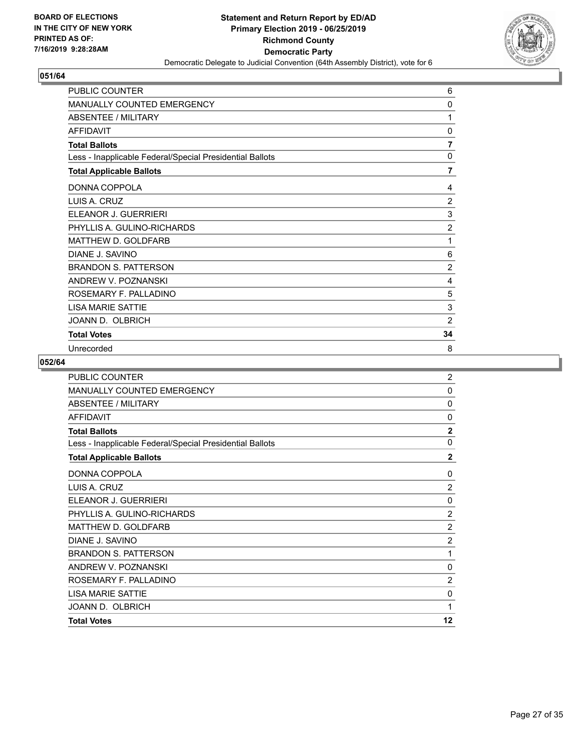**BOARD OF ELECTIONS IN THE CITY OF NEW YORK PRINTED AS OF: 7/16/2019 9:28:28AM**

**Statement and Return Report by ED/AD Primary Election 2019 - 06/25/2019 Richmond County Democratic Party**

Democratic Delegate to Judicial Convention (64th Assembly District), vote for 6

## 051/64

| | |
|---|---|
| PUBLIC COUNTER | 6 |
| MANUALLY COUNTED EMERGENCY | 0 |
| ABSENTEE / MILITARY | 1 |
| AFFIDAVIT | 0 |
| **Total Ballots** | **7** |
| Less - Inapplicable Federal/Special Presidential Ballots | 0 |
| **Total Applicable Ballots** | **7** |
| DONNA COPPOLA | 4 |
| LUIS A. CRUZ | 2 |
| ELEANOR J. GUERRIERI | 3 |
| PHYLLIS A. GULINO-RICHARDS | 2 |
| MATTHEW D. GOLDFARB | 1 |
| DIANE J. SAVINO | 6 |
| BRANDON S. PATTERSON | 2 |
| ANDREW V. POZNANSKI | 4 |
| ROSEMARY F. PALLADINO | 5 |
| LISA MARIE SATTIE | 3 |
| JOANN D. OLBRICH | 2 |
| **Total Votes** | **34** |
| Unrecorded | 8 |

## 052/64

| | |
|---|---|
| PUBLIC COUNTER | 2 |
| MANUALLY COUNTED EMERGENCY | 0 |
| ABSENTEE / MILITARY | 0 |
| AFFIDAVIT | 0 |
| **Total Ballots** | **2** |
| Less - Inapplicable Federal/Special Presidential Ballots | 0 |
| **Total Applicable Ballots** | **2** |
| DONNA COPPOLA | 0 |
| LUIS A. CRUZ | 2 |
| ELEANOR J. GUERRIERI | 0 |
| PHYLLIS A. GULINO-RICHARDS | 2 |
| MATTHEW D. GOLDFARB | 2 |
| DIANE J. SAVINO | 2 |
| BRANDON S. PATTERSON | 1 |
| ANDREW V. POZNANSKI | 0 |
| ROSEMARY F. PALLADINO | 2 |
| LISA MARIE SATTIE | 0 |
| JOANN D. OLBRICH | 1 |
| **Total Votes** | **12** |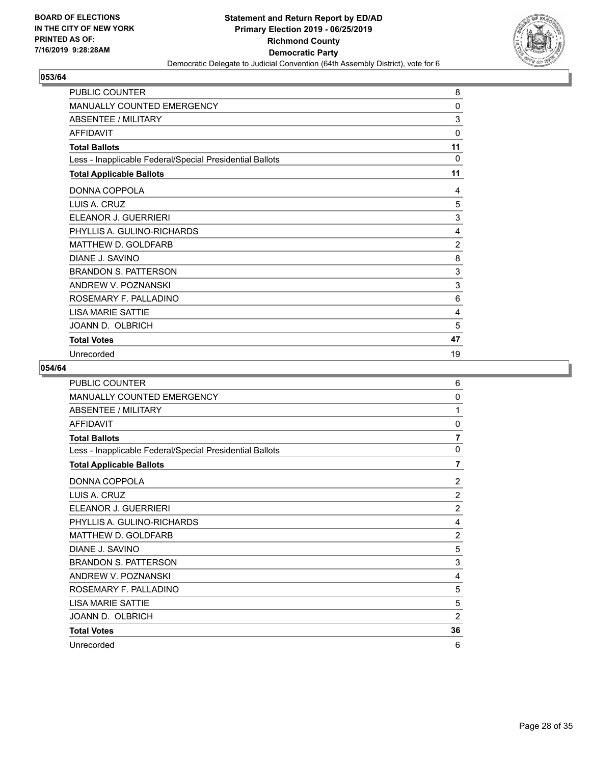BOARD OF ELECTIONS
IN THE CITY OF NEW YORK
PRINTED AS OF:
7/16/2019 9:28:28AM

**Statement and Return Report by ED/AD**
**Primary Election 2019 - 06/25/2019**
**Richmond County**
**Democratic Party**
Democratic Delegate to Judicial Convention (64th Assembly District), vote for 6

## 053/64

| | |
|---|---|
| PUBLIC COUNTER | 8 |
| MANUALLY COUNTED EMERGENCY | 0 |
| ABSENTEE / MILITARY | 3 |
| AFFIDAVIT | 0 |
| **Total Ballots** | **11** |
| Less - Inapplicable Federal/Special Presidential Ballots | 0 |
| **Total Applicable Ballots** | **11** |
| DONNA COPPOLA | 4 |
| LUIS A. CRUZ | 5 |
| ELEANOR J. GUERRIERI | 3 |
| PHYLLIS A. GULINO-RICHARDS | 4 |
| MATTHEW D. GOLDFARB | 2 |
| DIANE J. SAVINO | 8 |
| BRANDON S. PATTERSON | 3 |
| ANDREW V. POZNANSKI | 3 |
| ROSEMARY F. PALLADINO | 6 |
| LISA MARIE SATTIE | 4 |
| JOANN D. OLBRICH | 5 |
| **Total Votes** | **47** |
| Unrecorded | 19 |

## 054/64

| | |
|---|---|
| PUBLIC COUNTER | 6 |
| MANUALLY COUNTED EMERGENCY | 0 |
| ABSENTEE / MILITARY | 1 |
| AFFIDAVIT | 0 |
| **Total Ballots** | **7** |
| Less - Inapplicable Federal/Special Presidential Ballots | 0 |
| **Total Applicable Ballots** | **7** |
| DONNA COPPOLA | 2 |
| LUIS A. CRUZ | 2 |
| ELEANOR J. GUERRIERI | 2 |
| PHYLLIS A. GULINO-RICHARDS | 4 |
| MATTHEW D. GOLDFARB | 2 |
| DIANE J. SAVINO | 5 |
| BRANDON S. PATTERSON | 3 |
| ANDREW V. POZNANSKI | 4 |
| ROSEMARY F. PALLADINO | 5 |
| LISA MARIE SATTIE | 5 |
| JOANN D. OLBRICH | 2 |
| **Total Votes** | **36** |
| Unrecorded | 6 |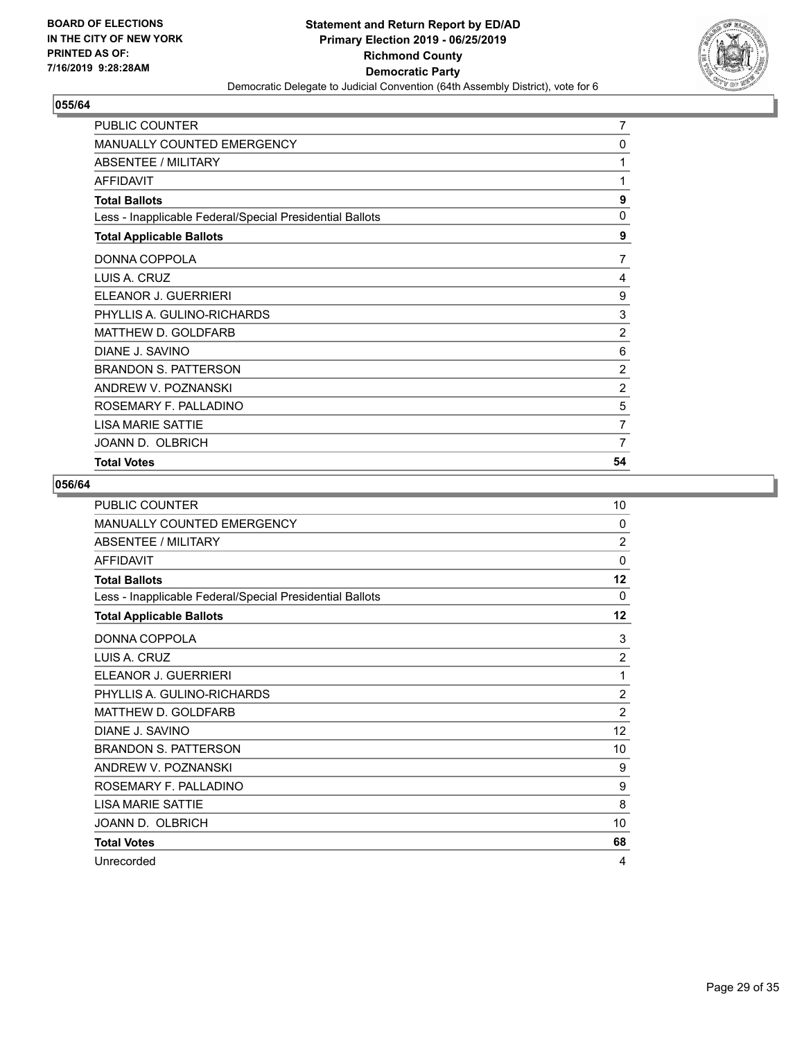**BOARD OF ELECTIONS IN THE CITY OF NEW YORK PRINTED AS OF: 7/16/2019 9:28:28AM**

**Statement and Return Report by ED/AD Primary Election 2019 - 06/25/2019 Richmond County Democratic Party**

Democratic Delegate to Judicial Convention (64th Assembly District), vote for 6

## 055/64

| | |
|---|---|
| PUBLIC COUNTER | 7 |
| MANUALLY COUNTED EMERGENCY | 0 |
| ABSENTEE / MILITARY | 1 |
| AFFIDAVIT | 1 |
| **Total Ballots** | **9** |
| Less - Inapplicable Federal/Special Presidential Ballots | 0 |
| **Total Applicable Ballots** | **9** |
| DONNA COPPOLA | 7 |
| LUIS A. CRUZ | 4 |
| ELEANOR J. GUERRIERI | 9 |
| PHYLLIS A. GULINO-RICHARDS | 3 |
| MATTHEW D. GOLDFARB | 2 |
| DIANE J. SAVINO | 6 |
| BRANDON S. PATTERSON | 2 |
| ANDREW V. POZNANSKI | 2 |
| ROSEMARY F. PALLADINO | 5 |
| LISA MARIE SATTIE | 7 |
| JOANN D. OLBRICH | 7 |
| **Total Votes** | **54** |

## 056/64

| | |
|---|---|
| PUBLIC COUNTER | 10 |
| MANUALLY COUNTED EMERGENCY | 0 |
| ABSENTEE / MILITARY | 2 |
| AFFIDAVIT | 0 |
| **Total Ballots** | **12** |
| Less - Inapplicable Federal/Special Presidential Ballots | 0 |
| **Total Applicable Ballots** | **12** |
| DONNA COPPOLA | 3 |
| LUIS A. CRUZ | 2 |
| ELEANOR J. GUERRIERI | 1 |
| PHYLLIS A. GULINO-RICHARDS | 2 |
| MATTHEW D. GOLDFARB | 2 |
| DIANE J. SAVINO | 12 |
| BRANDON S. PATTERSON | 10 |
| ANDREW V. POZNANSKI | 9 |
| ROSEMARY F. PALLADINO | 9 |
| LISA MARIE SATTIE | 8 |
| JOANN D. OLBRICH | 10 |
| **Total Votes** | **68** |
| Unrecorded | 4 |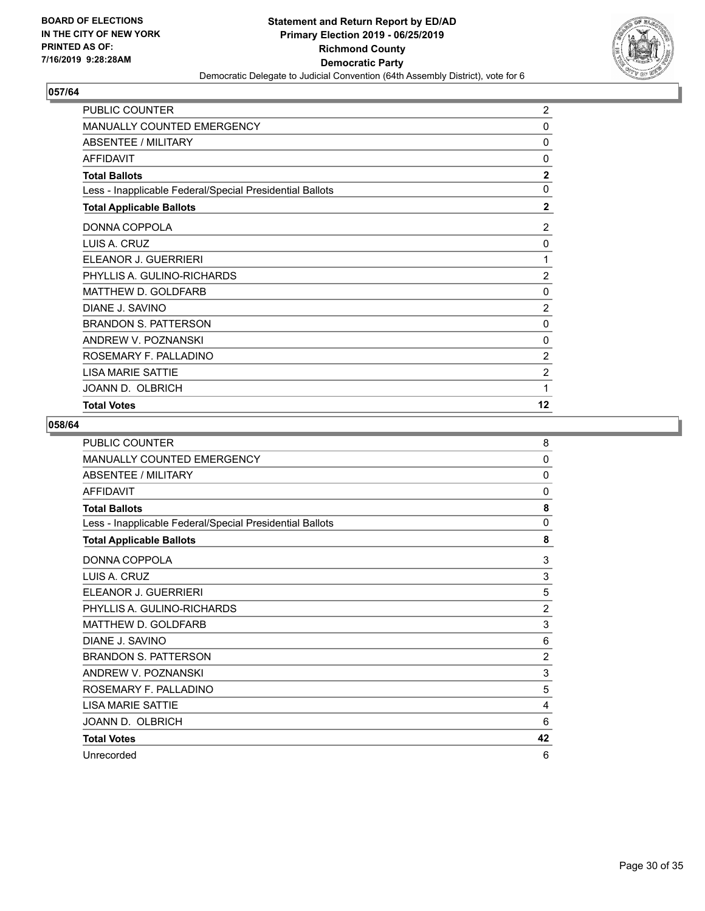**BOARD OF ELECTIONS IN THE CITY OF NEW YORK PRINTED AS OF: 7/16/2019 9:28:28AM**

**Statement and Return Report by ED/AD Primary Election 2019 - 06/25/2019 Richmond County Democratic Party**

Democratic Delegate to Judicial Convention (64th Assembly District), vote for 6

## 057/64

| | |
|---|---|
| PUBLIC COUNTER | 2 |
| MANUALLY COUNTED EMERGENCY | 0 |
| ABSENTEE / MILITARY | 0 |
| AFFIDAVIT | 0 |
| **Total Ballots** | **2** |
| Less - Inapplicable Federal/Special Presidential Ballots | 0 |
| **Total Applicable Ballots** | **2** |
| DONNA COPPOLA | 2 |
| LUIS A. CRUZ | 0 |
| ELEANOR J. GUERRIERI | 1 |
| PHYLLIS A. GULINO-RICHARDS | 2 |
| MATTHEW D. GOLDFARB | 0 |
| DIANE J. SAVINO | 2 |
| BRANDON S. PATTERSON | 0 |
| ANDREW V. POZNANSKI | 0 |
| ROSEMARY F. PALLADINO | 2 |
| LISA MARIE SATTIE | 2 |
| JOANN D. OLBRICH | 1 |
| **Total Votes** | **12** |

## 058/64

| | |
|---|---|
| PUBLIC COUNTER | 8 |
| MANUALLY COUNTED EMERGENCY | 0 |
| ABSENTEE / MILITARY | 0 |
| AFFIDAVIT | 0 |
| **Total Ballots** | **8** |
| Less - Inapplicable Federal/Special Presidential Ballots | 0 |
| **Total Applicable Ballots** | **8** |
| DONNA COPPOLA | 3 |
| LUIS A. CRUZ | 3 |
| ELEANOR J. GUERRIERI | 5 |
| PHYLLIS A. GULINO-RICHARDS | 2 |
| MATTHEW D. GOLDFARB | 3 |
| DIANE J. SAVINO | 6 |
| BRANDON S. PATTERSON | 2 |
| ANDREW V. POZNANSKI | 3 |
| ROSEMARY F. PALLADINO | 5 |
| LISA MARIE SATTIE | 4 |
| JOANN D. OLBRICH | 6 |
| **Total Votes** | **42** |
| Unrecorded | 6 |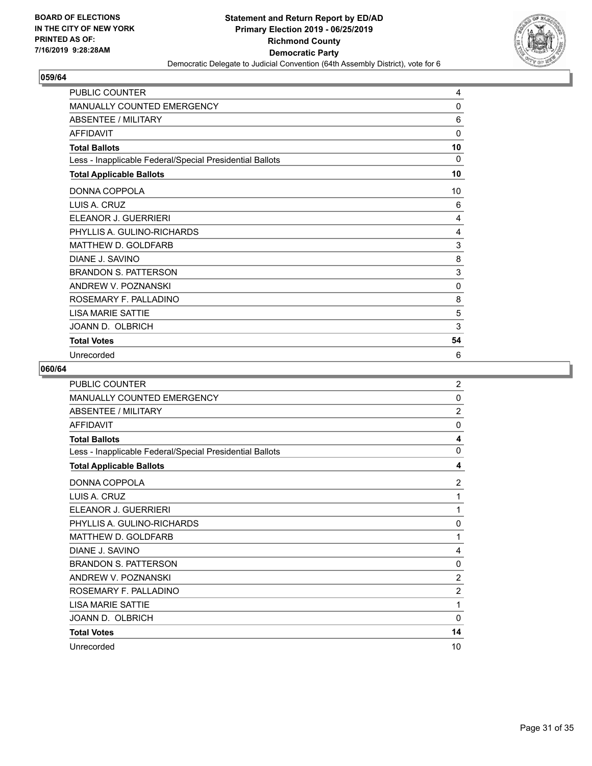BOARD OF ELECTIONS
IN THE CITY OF NEW YORK
PRINTED AS OF:
7/16/2019 9:28:28AM

**Statement and Return Report by ED/AD**
**Primary Election 2019 - 06/25/2019**
**Richmond County**
**Democratic Party**
Democratic Delegate to Judicial Convention (64th Assembly District), vote for 6

## 059/64

| | |
|---|---|
| PUBLIC COUNTER | 4 |
| MANUALLY COUNTED EMERGENCY | 0 |
| ABSENTEE / MILITARY | 6 |
| AFFIDAVIT | 0 |
| **Total Ballots** | **10** |
| Less - Inapplicable Federal/Special Presidential Ballots | 0 |
| **Total Applicable Ballots** | **10** |
| DONNA COPPOLA | 10 |
| LUIS A. CRUZ | 6 |
| ELEANOR J. GUERRIERI | 4 |
| PHYLLIS A. GULINO-RICHARDS | 4 |
| MATTHEW D. GOLDFARB | 3 |
| DIANE J. SAVINO | 8 |
| BRANDON S. PATTERSON | 3 |
| ANDREW V. POZNANSKI | 0 |
| ROSEMARY F. PALLADINO | 8 |
| LISA MARIE SATTIE | 5 |
| JOANN D. OLBRICH | 3 |
| **Total Votes** | **54** |
| Unrecorded | 6 |

## 060/64

| | |
|---|---|
| PUBLIC COUNTER | 2 |
| MANUALLY COUNTED EMERGENCY | 0 |
| ABSENTEE / MILITARY | 2 |
| AFFIDAVIT | 0 |
| **Total Ballots** | **4** |
| Less - Inapplicable Federal/Special Presidential Ballots | 0 |
| **Total Applicable Ballots** | **4** |
| DONNA COPPOLA | 2 |
| LUIS A. CRUZ | 1 |
| ELEANOR J. GUERRIERI | 1 |
| PHYLLIS A. GULINO-RICHARDS | 0 |
| MATTHEW D. GOLDFARB | 1 |
| DIANE J. SAVINO | 4 |
| BRANDON S. PATTERSON | 0 |
| ANDREW V. POZNANSKI | 2 |
| ROSEMARY F. PALLADINO | 2 |
| LISA MARIE SATTIE | 1 |
| JOANN D. OLBRICH | 0 |
| **Total Votes** | **14** |
| Unrecorded | 10 |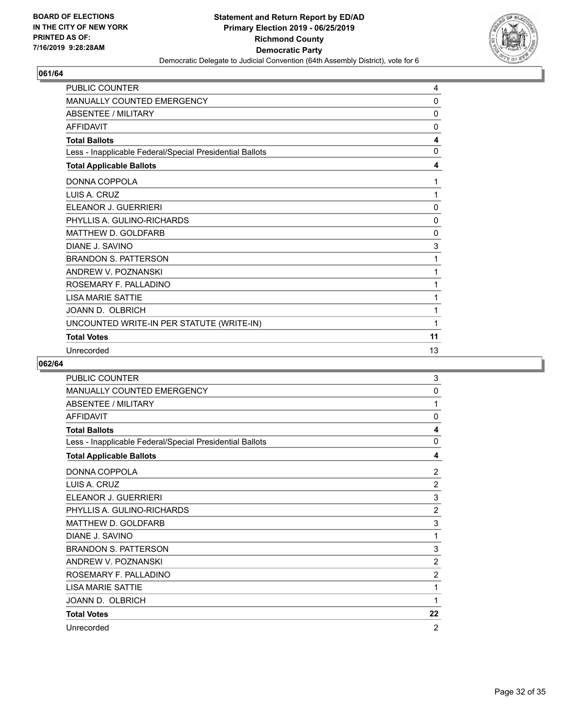BOARD OF ELECTIONS
IN THE CITY OF NEW YORK
PRINTED AS OF:
7/16/2019 9:28:28AM

**Statement and Return Report by ED/AD**
**Primary Election 2019 - 06/25/2019**
**Richmond County**
**Democratic Party**
Democratic Delegate to Judicial Convention (64th Assembly District), vote for 6

### 061/64

| | |
|---|---|
| PUBLIC COUNTER | 4 |
| MANUALLY COUNTED EMERGENCY | 0 |
| ABSENTEE / MILITARY | 0 |
| AFFIDAVIT | 0 |
| **Total Ballots** | **4** |
| Less - Inapplicable Federal/Special Presidential Ballots | 0 |
| **Total Applicable Ballots** | **4** |
| DONNA COPPOLA | 1 |
| LUIS A. CRUZ | 1 |
| ELEANOR J. GUERRIERI | 0 |
| PHYLLIS A. GULINO-RICHARDS | 0 |
| MATTHEW D. GOLDFARB | 0 |
| DIANE J. SAVINO | 3 |
| BRANDON S. PATTERSON | 1 |
| ANDREW V. POZNANSKI | 1 |
| ROSEMARY F. PALLADINO | 1 |
| LISA MARIE SATTIE | 1 |
| JOANN D. OLBRICH | 1 |
| UNCOUNTED WRITE-IN PER STATUTE (WRITE-IN) | 1 |
| **Total Votes** | **11** |
| Unrecorded | 13 |

### 062/64

| | |
|---|---|
| PUBLIC COUNTER | 3 |
| MANUALLY COUNTED EMERGENCY | 0 |
| ABSENTEE / MILITARY | 1 |
| AFFIDAVIT | 0 |
| **Total Ballots** | **4** |
| Less - Inapplicable Federal/Special Presidential Ballots | 0 |
| **Total Applicable Ballots** | **4** |
| DONNA COPPOLA | 2 |
| LUIS A. CRUZ | 2 |
| ELEANOR J. GUERRIERI | 3 |
| PHYLLIS A. GULINO-RICHARDS | 2 |
| MATTHEW D. GOLDFARB | 3 |
| DIANE J. SAVINO | 1 |
| BRANDON S. PATTERSON | 3 |
| ANDREW V. POZNANSKI | 2 |
| ROSEMARY F. PALLADINO | 2 |
| LISA MARIE SATTIE | 1 |
| JOANN D. OLBRICH | 1 |
| **Total Votes** | **22** |
| Unrecorded | 2 |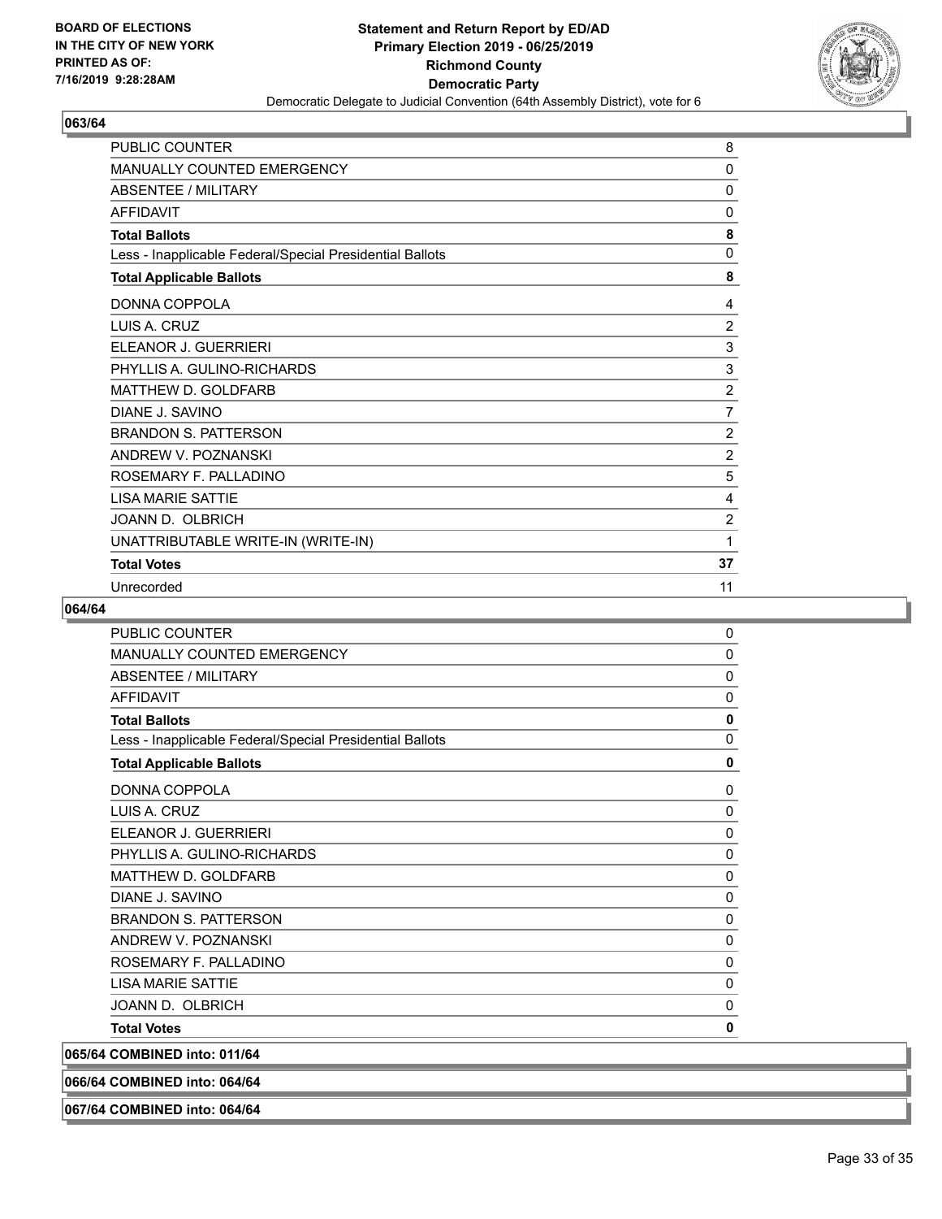**Statement and Return Report by ED/AD**
**Primary Election 2019 - 06/25/2019**
**Richmond County**
**Democratic Party**
Democratic Delegate to Judicial Convention (64th Assembly District), vote for 6

BOARD OF ELECTIONS IN THE CITY OF NEW YORK
PRINTED AS OF: 7/16/2019 9:28:28AM

### 063/64

| | |
|---|---|
| PUBLIC COUNTER | 8 |
| MANUALLY COUNTED EMERGENCY | 0 |
| ABSENTEE / MILITARY | 0 |
| AFFIDAVIT | 0 |
| **Total Ballots** | **8** |
| Less - Inapplicable Federal/Special Presidential Ballots | 0 |
| **Total Applicable Ballots** | **8** |
| DONNA COPPOLA | 4 |
| LUIS A. CRUZ | 2 |
| ELEANOR J. GUERRIERI | 3 |
| PHYLLIS A. GULINO-RICHARDS | 3 |
| MATTHEW D. GOLDFARB | 2 |
| DIANE J. SAVINO | 7 |
| BRANDON S. PATTERSON | 2 |
| ANDREW V. POZNANSKI | 2 |
| ROSEMARY F. PALLADINO | 5 |
| LISA MARIE SATTIE | 4 |
| JOANN D. OLBRICH | 2 |
| UNATTRIBUTABLE WRITE-IN (WRITE-IN) | 1 |
| **Total Votes** | **37** |
| Unrecorded | 11 |

### 064/64

| | |
|---|---|
| PUBLIC COUNTER | 0 |
| MANUALLY COUNTED EMERGENCY | 0 |
| ABSENTEE / MILITARY | 0 |
| AFFIDAVIT | 0 |
| **Total Ballots** | **0** |
| Less - Inapplicable Federal/Special Presidential Ballots | 0 |
| **Total Applicable Ballots** | **0** |
| DONNA COPPOLA | 0 |
| LUIS A. CRUZ | 0 |
| ELEANOR J. GUERRIERI | 0 |
| PHYLLIS A. GULINO-RICHARDS | 0 |
| MATTHEW D. GOLDFARB | 0 |
| DIANE J. SAVINO | 0 |
| BRANDON S. PATTERSON | 0 |
| ANDREW V. POZNANSKI | 0 |
| ROSEMARY F. PALLADINO | 0 |
| LISA MARIE SATTIE | 0 |
| JOANN D. OLBRICH | 0 |
| **Total Votes** | **0** |

### 065/64 COMBINED into: 011/64

### 066/64 COMBINED into: 064/64

### 067/64 COMBINED into: 064/64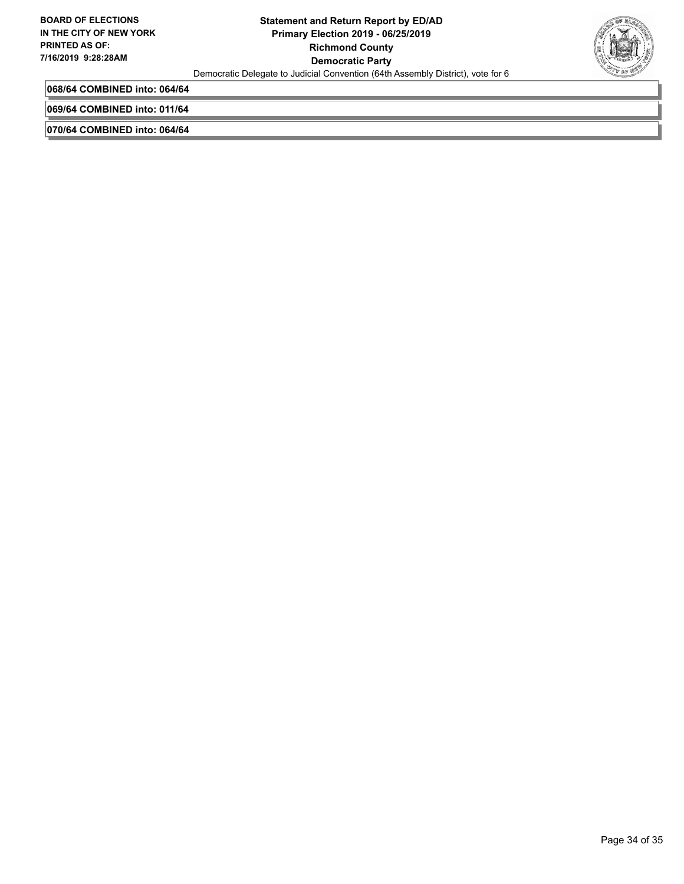**068/64 COMBINED into: 064/64**

**069/64 COMBINED into: 011/64**

**070/64 COMBINED into: 064/64**